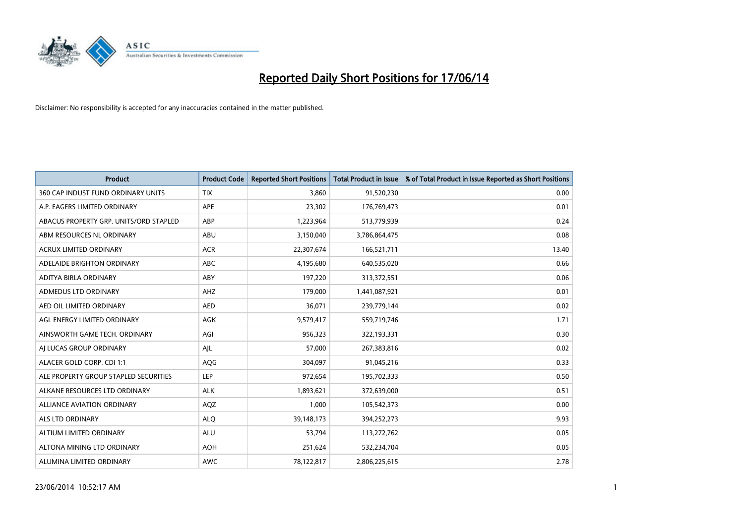# Reported Daily Short Positions for 17/06/14

Disclaimer: No responsibility is accepted for any inaccuracies contained in the matter published.

| Product | Product Code | Reported Short Positions | Total Product in Issue | % of Total Product in Issue Reported as Short Positions |
|---|---|---|---|---|
| 360 CAP INDUST FUND ORDINARY UNITS | TIX | 3,860 | 91,520,230 | 0.00 |
| A.P. EAGERS LIMITED ORDINARY | APE | 23,302 | 176,769,473 | 0.01 |
| ABACUS PROPERTY GRP. UNITS/ORD STAPLED | ABP | 1,223,964 | 513,779,939 | 0.24 |
| ABM RESOURCES NL ORDINARY | ABU | 3,150,040 | 3,786,864,475 | 0.08 |
| ACRUX LIMITED ORDINARY | ACR | 22,307,674 | 166,521,711 | 13.40 |
| ADELAIDE BRIGHTON ORDINARY | ABC | 4,195,680 | 640,535,020 | 0.66 |
| ADITYA BIRLA ORDINARY | ABY | 197,220 | 313,372,551 | 0.06 |
| ADMEDUS LTD ORDINARY | AHZ | 179,000 | 1,441,087,921 | 0.01 |
| AED OIL LIMITED ORDINARY | AED | 36,071 | 239,779,144 | 0.02 |
| AGL ENERGY LIMITED ORDINARY | AGK | 9,579,417 | 559,719,746 | 1.71 |
| AINSWORTH GAME TECH. ORDINARY | AGI | 956,323 | 322,193,331 | 0.30 |
| AJ LUCAS GROUP ORDINARY | AJL | 57,000 | 267,383,816 | 0.02 |
| ALACER GOLD CORP. CDI 1:1 | AQG | 304,097 | 91,045,216 | 0.33 |
| ALE PROPERTY GROUP STAPLED SECURITIES | LEP | 972,654 | 195,702,333 | 0.50 |
| ALKANE RESOURCES LTD ORDINARY | ALK | 1,893,621 | 372,639,000 | 0.51 |
| ALLIANCE AVIATION ORDINARY | AQZ | 1,000 | 105,542,373 | 0.00 |
| ALS LTD ORDINARY | ALQ | 39,148,173 | 394,252,273 | 9.93 |
| ALTIUM LIMITED ORDINARY | ALU | 53,794 | 113,272,762 | 0.05 |
| ALTONA MINING LTD ORDINARY | AOH | 251,624 | 532,234,704 | 0.05 |
| ALUMINA LIMITED ORDINARY | AWC | 78,122,817 | 2,806,225,615 | 2.78 |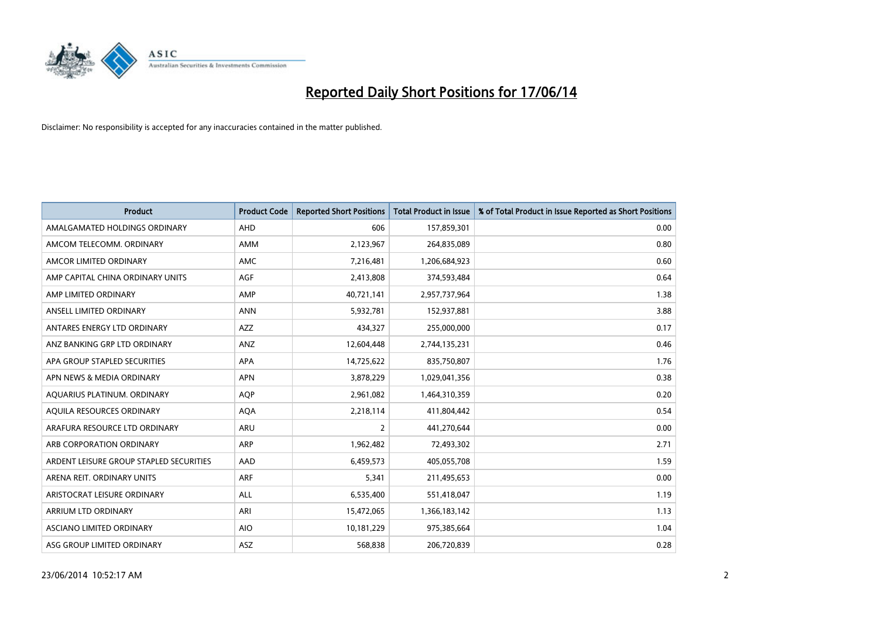# Reported Daily Short Positions for 17/06/14

Disclaimer: No responsibility is accepted for any inaccuracies contained in the matter published.

| Product | Product Code | Reported Short Positions | Total Product in Issue | % of Total Product in Issue Reported as Short Positions |
|---|---|---|---|---|
| AMALGAMATED HOLDINGS ORDINARY | AHD | 606 | 157,859,301 | 0.00 |
| AMCOM TELECOMM. ORDINARY | AMM | 2,123,967 | 264,835,089 | 0.80 |
| AMCOR LIMITED ORDINARY | AMC | 7,216,481 | 1,206,684,923 | 0.60 |
| AMP CAPITAL CHINA ORDINARY UNITS | AGF | 2,413,808 | 374,593,484 | 0.64 |
| AMP LIMITED ORDINARY | AMP | 40,721,141 | 2,957,737,964 | 1.38 |
| ANSELL LIMITED ORDINARY | ANN | 5,932,781 | 152,937,881 | 3.88 |
| ANTARES ENERGY LTD ORDINARY | AZZ | 434,327 | 255,000,000 | 0.17 |
| ANZ BANKING GRP LTD ORDINARY | ANZ | 12,604,448 | 2,744,135,231 | 0.46 |
| APA GROUP STAPLED SECURITIES | APA | 14,725,622 | 835,750,807 | 1.76 |
| APN NEWS & MEDIA ORDINARY | APN | 3,878,229 | 1,029,041,356 | 0.38 |
| AQUARIUS PLATINUM. ORDINARY | AQP | 2,961,082 | 1,464,310,359 | 0.20 |
| AQUILA RESOURCES ORDINARY | AQA | 2,218,114 | 411,804,442 | 0.54 |
| ARAFURA RESOURCE LTD ORDINARY | ARU | 2 | 441,270,644 | 0.00 |
| ARB CORPORATION ORDINARY | ARP | 1,962,482 | 72,493,302 | 2.71 |
| ARDENT LEISURE GROUP STAPLED SECURITIES | AAD | 6,459,573 | 405,055,708 | 1.59 |
| ARENA REIT. ORDINARY UNITS | ARF | 5,341 | 211,495,653 | 0.00 |
| ARISTOCRAT LEISURE ORDINARY | ALL | 6,535,400 | 551,418,047 | 1.19 |
| ARRIUM LTD ORDINARY | ARI | 15,472,065 | 1,366,183,142 | 1.13 |
| ASCIANO LIMITED ORDINARY | AIO | 10,181,229 | 975,385,664 | 1.04 |
| ASG GROUP LIMITED ORDINARY | ASZ | 568,838 | 206,720,839 | 0.28 |

23/06/2014 10:52:17 AM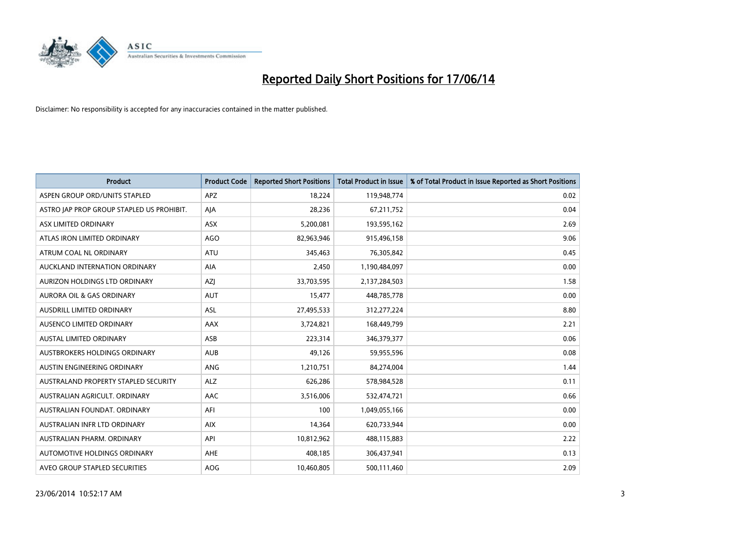# Reported Daily Short Positions for 17/06/14

Disclaimer: No responsibility is accepted for any inaccuracies contained in the matter published.

| Product | Product Code | Reported Short Positions | Total Product in Issue | % of Total Product in Issue Reported as Short Positions |
|---|---|---|---|---|
| ASPEN GROUP ORD/UNITS STAPLED | APZ | 18,224 | 119,948,774 | 0.02 |
| ASTRO JAP PROP GROUP STAPLED US PROHIBIT. | AJA | 28,236 | 67,211,752 | 0.04 |
| ASX LIMITED ORDINARY | ASX | 5,200,081 | 193,595,162 | 2.69 |
| ATLAS IRON LIMITED ORDINARY | AGO | 82,963,946 | 915,496,158 | 9.06 |
| ATRUM COAL NL ORDINARY | ATU | 345,463 | 76,305,842 | 0.45 |
| AUCKLAND INTERNATION ORDINARY | AIA | 2,450 | 1,190,484,097 | 0.00 |
| AURIZON HOLDINGS LTD ORDINARY | AZJ | 33,703,595 | 2,137,284,503 | 1.58 |
| AURORA OIL & GAS ORDINARY | AUT | 15,477 | 448,785,778 | 0.00 |
| AUSDRILL LIMITED ORDINARY | ASL | 27,495,533 | 312,277,224 | 8.80 |
| AUSENCO LIMITED ORDINARY | AAX | 3,724,821 | 168,449,799 | 2.21 |
| AUSTAL LIMITED ORDINARY | ASB | 223,314 | 346,379,377 | 0.06 |
| AUSTBROKERS HOLDINGS ORDINARY | AUB | 49,126 | 59,955,596 | 0.08 |
| AUSTIN ENGINEERING ORDINARY | ANG | 1,210,751 | 84,274,004 | 1.44 |
| AUSTRALAND PROPERTY STAPLED SECURITY | ALZ | 626,286 | 578,984,528 | 0.11 |
| AUSTRALIAN AGRICULT. ORDINARY | AAC | 3,516,006 | 532,474,721 | 0.66 |
| AUSTRALIAN FOUNDAT. ORDINARY | AFI | 100 | 1,049,055,166 | 0.00 |
| AUSTRALIAN INFR LTD ORDINARY | AIX | 14,364 | 620,733,944 | 0.00 |
| AUSTRALIAN PHARM. ORDINARY | API | 10,812,962 | 488,115,883 | 2.22 |
| AUTOMOTIVE HOLDINGS ORDINARY | AHE | 408,185 | 306,437,941 | 0.13 |
| AVEO GROUP STAPLED SECURITIES | AOG | 10,460,805 | 500,111,460 | 2.09 |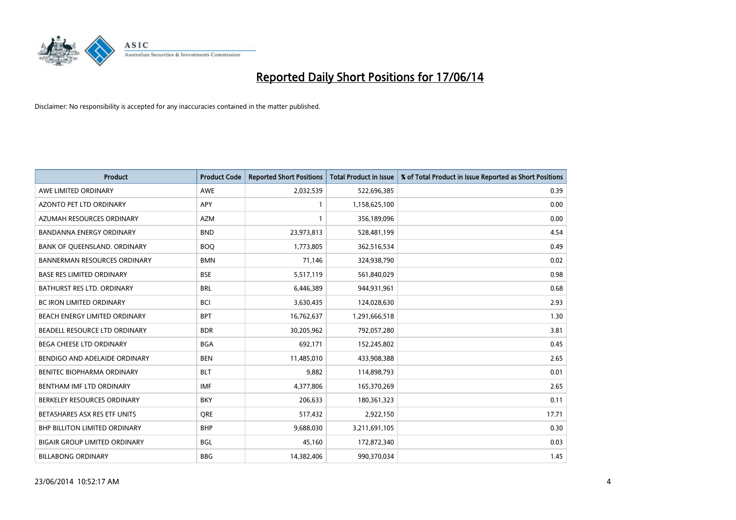# Reported Daily Short Positions for 17/06/14

Disclaimer: No responsibility is accepted for any inaccuracies contained in the matter published.

| Product | Product Code | Reported Short Positions | Total Product in Issue | % of Total Product in Issue Reported as Short Positions |
|---|---|---|---|---|
| AWE LIMITED ORDINARY | AWE | 2,032,539 | 522,696,385 | 0.39 |
| AZONTO PET LTD ORDINARY | APY | 1 | 1,158,625,100 | 0.00 |
| AZUMAH RESOURCES ORDINARY | AZM | 1 | 356,189,096 | 0.00 |
| BANDANNA ENERGY ORDINARY | BND | 23,973,813 | 528,481,199 | 4.54 |
| BANK OF QUEENSLAND. ORDINARY | BOQ | 1,773,805 | 362,516,534 | 0.49 |
| BANNERMAN RESOURCES ORDINARY | BMN | 71,146 | 324,938,790 | 0.02 |
| BASE RES LIMITED ORDINARY | BSE | 5,517,119 | 561,840,029 | 0.98 |
| BATHURST RES LTD. ORDINARY | BRL | 6,446,389 | 944,931,961 | 0.68 |
| BC IRON LIMITED ORDINARY | BCI | 3,630,435 | 124,028,630 | 2.93 |
| BEACH ENERGY LIMITED ORDINARY | BPT | 16,762,637 | 1,291,666,518 | 1.30 |
| BEADELL RESOURCE LTD ORDINARY | BDR | 30,205,962 | 792,057,280 | 3.81 |
| BEGA CHEESE LTD ORDINARY | BGA | 692,171 | 152,245,802 | 0.45 |
| BENDIGO AND ADELAIDE ORDINARY | BEN | 11,485,010 | 433,908,388 | 2.65 |
| BENITEC BIOPHARMA ORDINARY | BLT | 9,882 | 114,898,793 | 0.01 |
| BENTHAM IMF LTD ORDINARY | IMF | 4,377,806 | 165,370,269 | 2.65 |
| BERKELEY RESOURCES ORDINARY | BKY | 206,633 | 180,361,323 | 0.11 |
| BETASHARES ASX RES ETF UNITS | QRE | 517,432 | 2,922,150 | 17.71 |
| BHP BILLITON LIMITED ORDINARY | BHP | 9,688,030 | 3,211,691,105 | 0.30 |
| BIGAIR GROUP LIMITED ORDINARY | BGL | 45,160 | 172,872,340 | 0.03 |
| BILLABONG ORDINARY | BBG | 14,382,406 | 990,370,034 | 1.45 |

23/06/2014 10:52:17 AM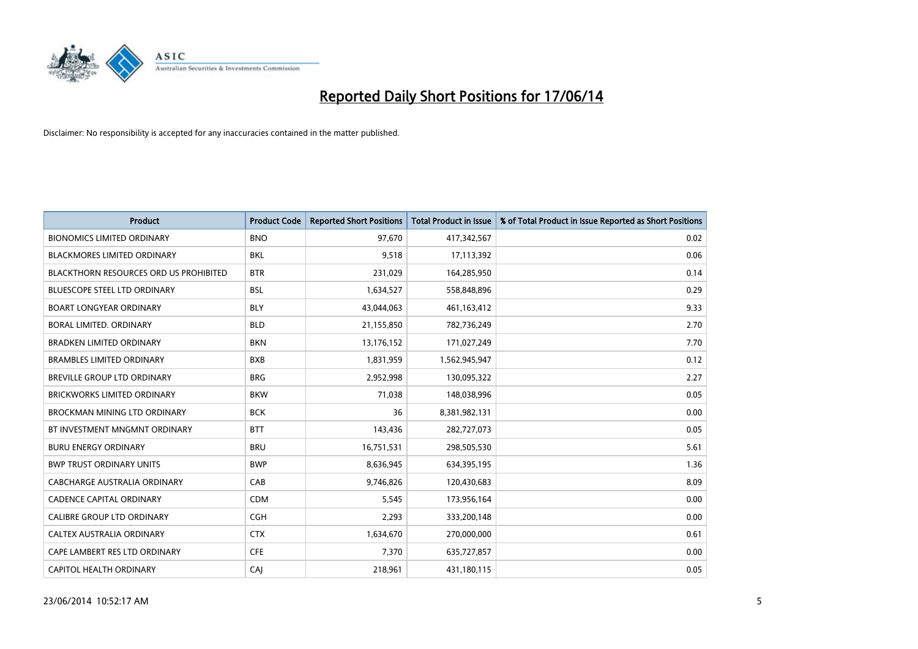# Reported Daily Short Positions for 17/06/14

Disclaimer: No responsibility is accepted for any inaccuracies contained in the matter published.

| Product | Product Code | Reported Short Positions | Total Product in Issue | % of Total Product in Issue Reported as Short Positions |
|---|---|---|---|---|
| BIONOMICS LIMITED ORDINARY | BNO | 97,670 | 417,342,567 | 0.02 |
| BLACKMORES LIMITED ORDINARY | BKL | 9,518 | 17,113,392 | 0.06 |
| BLACKTHORN RESOURCES ORD US PROHIBITED | BTR | 231,029 | 164,285,950 | 0.14 |
| BLUESCOPE STEEL LTD ORDINARY | BSL | 1,634,527 | 558,848,896 | 0.29 |
| BOART LONGYEAR ORDINARY | BLY | 43,044,063 | 461,163,412 | 9.33 |
| BORAL LIMITED. ORDINARY | BLD | 21,155,850 | 782,736,249 | 2.70 |
| BRADKEN LIMITED ORDINARY | BKN | 13,176,152 | 171,027,249 | 7.70 |
| BRAMBLES LIMITED ORDINARY | BXB | 1,831,959 | 1,562,945,947 | 0.12 |
| BREVILLE GROUP LTD ORDINARY | BRG | 2,952,998 | 130,095,322 | 2.27 |
| BRICKWORKS LIMITED ORDINARY | BKW | 71,038 | 148,038,996 | 0.05 |
| BROCKMAN MINING LTD ORDINARY | BCK | 36 | 8,381,982,131 | 0.00 |
| BT INVESTMENT MNGMNT ORDINARY | BTT | 143,436 | 282,727,073 | 0.05 |
| BURU ENERGY ORDINARY | BRU | 16,751,531 | 298,505,530 | 5.61 |
| BWP TRUST ORDINARY UNITS | BWP | 8,636,945 | 634,395,195 | 1.36 |
| CABCHARGE AUSTRALIA ORDINARY | CAB | 9,746,826 | 120,430,683 | 8.09 |
| CADENCE CAPITAL ORDINARY | CDM | 5,545 | 173,956,164 | 0.00 |
| CALIBRE GROUP LTD ORDINARY | CGH | 2,293 | 333,200,148 | 0.00 |
| CALTEX AUSTRALIA ORDINARY | CTX | 1,634,670 | 270,000,000 | 0.61 |
| CAPE LAMBERT RES LTD ORDINARY | CFE | 7,370 | 635,727,857 | 0.00 |
| CAPITOL HEALTH ORDINARY | CAJ | 218,961 | 431,180,115 | 0.05 |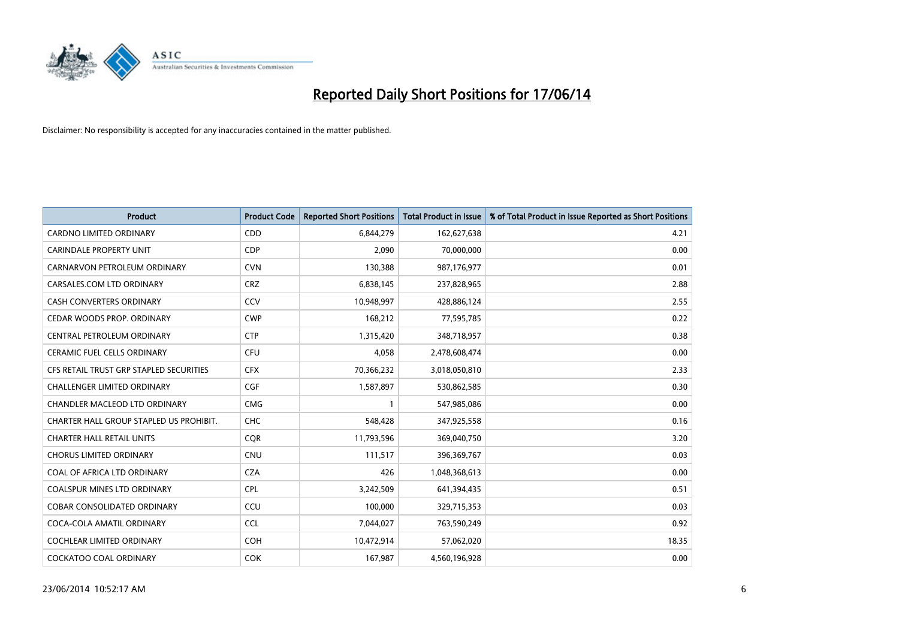# Reported Daily Short Positions for 17/06/14

Disclaimer: No responsibility is accepted for any inaccuracies contained in the matter published.

| Product | Product Code | Reported Short Positions | Total Product in Issue | % of Total Product in Issue Reported as Short Positions |
|---|---|---|---|---|
| CARDNO LIMITED ORDINARY | CDD | 6,844,279 | 162,627,638 | 4.21 |
| CARINDALE PROPERTY UNIT | CDP | 2,090 | 70,000,000 | 0.00 |
| CARNARVON PETROLEUM ORDINARY | CVN | 130,388 | 987,176,977 | 0.01 |
| CARSALES.COM LTD ORDINARY | CRZ | 6,838,145 | 237,828,965 | 2.88 |
| CASH CONVERTERS ORDINARY | CCV | 10,948,997 | 428,886,124 | 2.55 |
| CEDAR WOODS PROP. ORDINARY | CWP | 168,212 | 77,595,785 | 0.22 |
| CENTRAL PETROLEUM ORDINARY | CTP | 1,315,420 | 348,718,957 | 0.38 |
| CERAMIC FUEL CELLS ORDINARY | CFU | 4,058 | 2,478,608,474 | 0.00 |
| CFS RETAIL TRUST GRP STAPLED SECURITIES | CFX | 70,366,232 | 3,018,050,810 | 2.33 |
| CHALLENGER LIMITED ORDINARY | CGF | 1,587,897 | 530,862,585 | 0.30 |
| CHANDLER MACLEOD LTD ORDINARY | CMG | 1 | 547,985,086 | 0.00 |
| CHARTER HALL GROUP STAPLED US PROHIBIT. | CHC | 548,428 | 347,925,558 | 0.16 |
| CHARTER HALL RETAIL UNITS | CQR | 11,793,596 | 369,040,750 | 3.20 |
| CHORUS LIMITED ORDINARY | CNU | 111,517 | 396,369,767 | 0.03 |
| COAL OF AFRICA LTD ORDINARY | CZA | 426 | 1,048,368,613 | 0.00 |
| COALSPUR MINES LTD ORDINARY | CPL | 3,242,509 | 641,394,435 | 0.51 |
| COBAR CONSOLIDATED ORDINARY | CCU | 100,000 | 329,715,353 | 0.03 |
| COCA-COLA AMATIL ORDINARY | CCL | 7,044,027 | 763,590,249 | 0.92 |
| COCHLEAR LIMITED ORDINARY | COH | 10,472,914 | 57,062,020 | 18.35 |
| COCKATOO COAL ORDINARY | COK | 167,987 | 4,560,196,928 | 0.00 |

23/06/2014 10:52:17 AM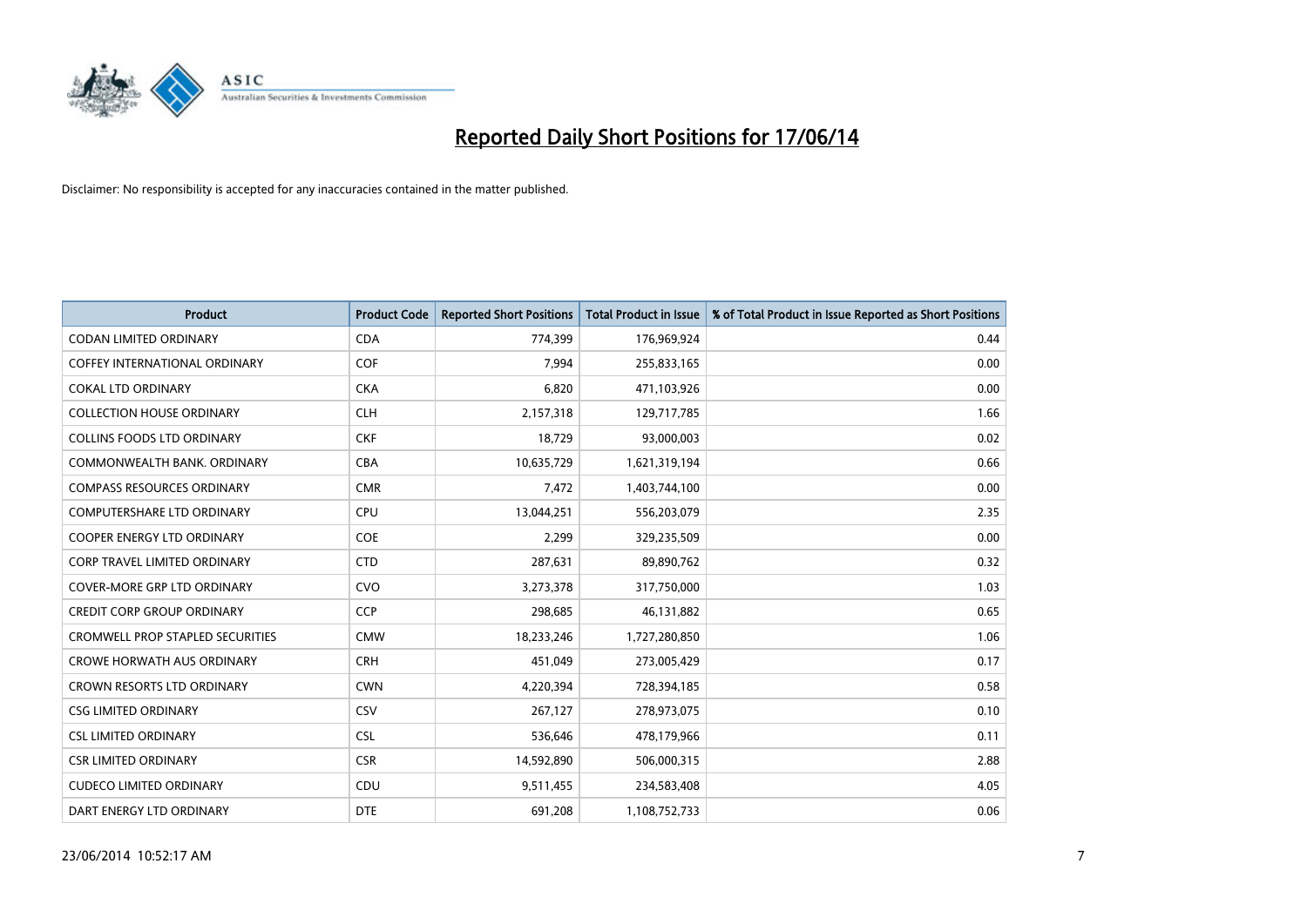# Reported Daily Short Positions for 17/06/14

Disclaimer: No responsibility is accepted for any inaccuracies contained in the matter published.

| Product | Product Code | Reported Short Positions | Total Product in Issue | % of Total Product in Issue Reported as Short Positions |
|---|---|---|---|---|
| CODAN LIMITED ORDINARY | CDA | 774,399 | 176,969,924 | 0.44 |
| COFFEY INTERNATIONAL ORDINARY | COF | 7,994 | 255,833,165 | 0.00 |
| COKAL LTD ORDINARY | CKA | 6,820 | 471,103,926 | 0.00 |
| COLLECTION HOUSE ORDINARY | CLH | 2,157,318 | 129,717,785 | 1.66 |
| COLLINS FOODS LTD ORDINARY | CKF | 18,729 | 93,000,003 | 0.02 |
| COMMONWEALTH BANK. ORDINARY | CBA | 10,635,729 | 1,621,319,194 | 0.66 |
| COMPASS RESOURCES ORDINARY | CMR | 7,472 | 1,403,744,100 | 0.00 |
| COMPUTERSHARE LTD ORDINARY | CPU | 13,044,251 | 556,203,079 | 2.35 |
| COOPER ENERGY LTD ORDINARY | COE | 2,299 | 329,235,509 | 0.00 |
| CORP TRAVEL LIMITED ORDINARY | CTD | 287,631 | 89,890,762 | 0.32 |
| COVER-MORE GRP LTD ORDINARY | CVO | 3,273,378 | 317,750,000 | 1.03 |
| CREDIT CORP GROUP ORDINARY | CCP | 298,685 | 46,131,882 | 0.65 |
| CROMWELL PROP STAPLED SECURITIES | CMW | 18,233,246 | 1,727,280,850 | 1.06 |
| CROWE HORWATH AUS ORDINARY | CRH | 451,049 | 273,005,429 | 0.17 |
| CROWN RESORTS LTD ORDINARY | CWN | 4,220,394 | 728,394,185 | 0.58 |
| CSG LIMITED ORDINARY | CSV | 267,127 | 278,973,075 | 0.10 |
| CSL LIMITED ORDINARY | CSL | 536,646 | 478,179,966 | 0.11 |
| CSR LIMITED ORDINARY | CSR | 14,592,890 | 506,000,315 | 2.88 |
| CUDECO LIMITED ORDINARY | CDU | 9,511,455 | 234,583,408 | 4.05 |
| DART ENERGY LTD ORDINARY | DTE | 691,208 | 1,108,752,733 | 0.06 |

23/06/2014 10:52:17 AM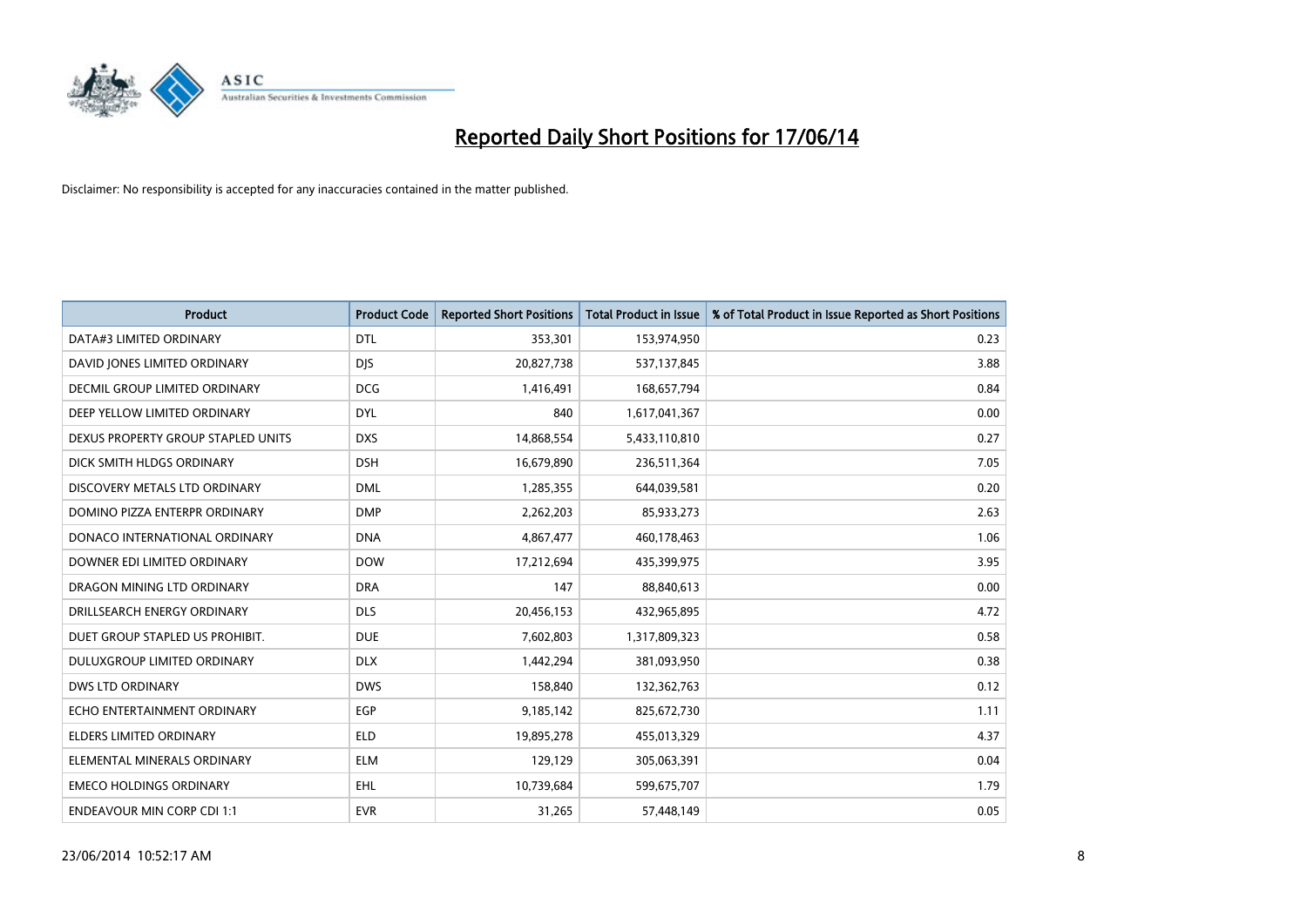# Reported Daily Short Positions for 17/06/14

Disclaimer: No responsibility is accepted for any inaccuracies contained in the matter published.

| Product | Product Code | Reported Short Positions | Total Product in Issue | % of Total Product in Issue Reported as Short Positions |
|---|---|---|---|---|
| DATA#3 LIMITED ORDINARY | DTL | 353,301 | 153,974,950 | 0.23 |
| DAVID JONES LIMITED ORDINARY | DJS | 20,827,738 | 537,137,845 | 3.88 |
| DECMIL GROUP LIMITED ORDINARY | DCG | 1,416,491 | 168,657,794 | 0.84 |
| DEEP YELLOW LIMITED ORDINARY | DYL | 840 | 1,617,041,367 | 0.00 |
| DEXUS PROPERTY GROUP STAPLED UNITS | DXS | 14,868,554 | 5,433,110,810 | 0.27 |
| DICK SMITH HLDGS ORDINARY | DSH | 16,679,890 | 236,511,364 | 7.05 |
| DISCOVERY METALS LTD ORDINARY | DML | 1,285,355 | 644,039,581 | 0.20 |
| DOMINO PIZZA ENTERPR ORDINARY | DMP | 2,262,203 | 85,933,273 | 2.63 |
| DONACO INTERNATIONAL ORDINARY | DNA | 4,867,477 | 460,178,463 | 1.06 |
| DOWNER EDI LIMITED ORDINARY | DOW | 17,212,694 | 435,399,975 | 3.95 |
| DRAGON MINING LTD ORDINARY | DRA | 147 | 88,840,613 | 0.00 |
| DRILLSEARCH ENERGY ORDINARY | DLS | 20,456,153 | 432,965,895 | 4.72 |
| DUET GROUP STAPLED US PROHIBIT. | DUE | 7,602,803 | 1,317,809,323 | 0.58 |
| DULUXGROUP LIMITED ORDINARY | DLX | 1,442,294 | 381,093,950 | 0.38 |
| DWS LTD ORDINARY | DWS | 158,840 | 132,362,763 | 0.12 |
| ECHO ENTERTAINMENT ORDINARY | EGP | 9,185,142 | 825,672,730 | 1.11 |
| ELDERS LIMITED ORDINARY | ELD | 19,895,278 | 455,013,329 | 4.37 |
| ELEMENTAL MINERALS ORDINARY | ELM | 129,129 | 305,063,391 | 0.04 |
| EMECO HOLDINGS ORDINARY | EHL | 10,739,684 | 599,675,707 | 1.79 |
| ENDEAVOUR MIN CORP CDI 1:1 | EVR | 31,265 | 57,448,149 | 0.05 |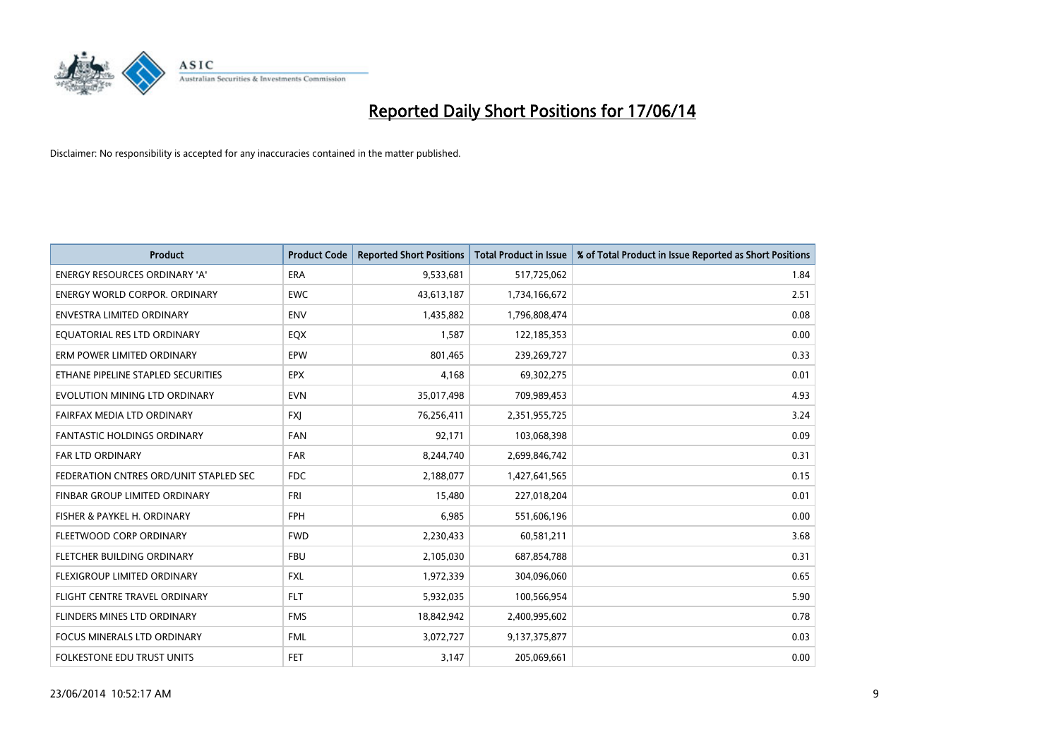# Reported Daily Short Positions for 17/06/14

Disclaimer: No responsibility is accepted for any inaccuracies contained in the matter published.

| Product | Product Code | Reported Short Positions | Total Product in Issue | % of Total Product in Issue Reported as Short Positions |
|---|---|---|---|---|
| ENERGY RESOURCES ORDINARY 'A' | ERA | 9,533,681 | 517,725,062 | 1.84 |
| ENERGY WORLD CORPOR. ORDINARY | EWC | 43,613,187 | 1,734,166,672 | 2.51 |
| ENVESTRA LIMITED ORDINARY | ENV | 1,435,882 | 1,796,808,474 | 0.08 |
| EQUATORIAL RES LTD ORDINARY | EQX | 1,587 | 122,185,353 | 0.00 |
| ERM POWER LIMITED ORDINARY | EPW | 801,465 | 239,269,727 | 0.33 |
| ETHANE PIPELINE STAPLED SECURITIES | EPX | 4,168 | 69,302,275 | 0.01 |
| EVOLUTION MINING LTD ORDINARY | EVN | 35,017,498 | 709,989,453 | 4.93 |
| FAIRFAX MEDIA LTD ORDINARY | FXJ | 76,256,411 | 2,351,955,725 | 3.24 |
| FANTASTIC HOLDINGS ORDINARY | FAN | 92,171 | 103,068,398 | 0.09 |
| FAR LTD ORDINARY | FAR | 8,244,740 | 2,699,846,742 | 0.31 |
| FEDERATION CNTRES ORD/UNIT STAPLED SEC | FDC | 2,188,077 | 1,427,641,565 | 0.15 |
| FINBAR GROUP LIMITED ORDINARY | FRI | 15,480 | 227,018,204 | 0.01 |
| FISHER & PAYKEL H. ORDINARY | FPH | 6,985 | 551,606,196 | 0.00 |
| FLEETWOOD CORP ORDINARY | FWD | 2,230,433 | 60,581,211 | 3.68 |
| FLETCHER BUILDING ORDINARY | FBU | 2,105,030 | 687,854,788 | 0.31 |
| FLEXIGROUP LIMITED ORDINARY | FXL | 1,972,339 | 304,096,060 | 0.65 |
| FLIGHT CENTRE TRAVEL ORDINARY | FLT | 5,932,035 | 100,566,954 | 5.90 |
| FLINDERS MINES LTD ORDINARY | FMS | 18,842,942 | 2,400,995,602 | 0.78 |
| FOCUS MINERALS LTD ORDINARY | FML | 3,072,727 | 9,137,375,877 | 0.03 |
| FOLKESTONE EDU TRUST UNITS | FET | 3,147 | 205,069,661 | 0.00 |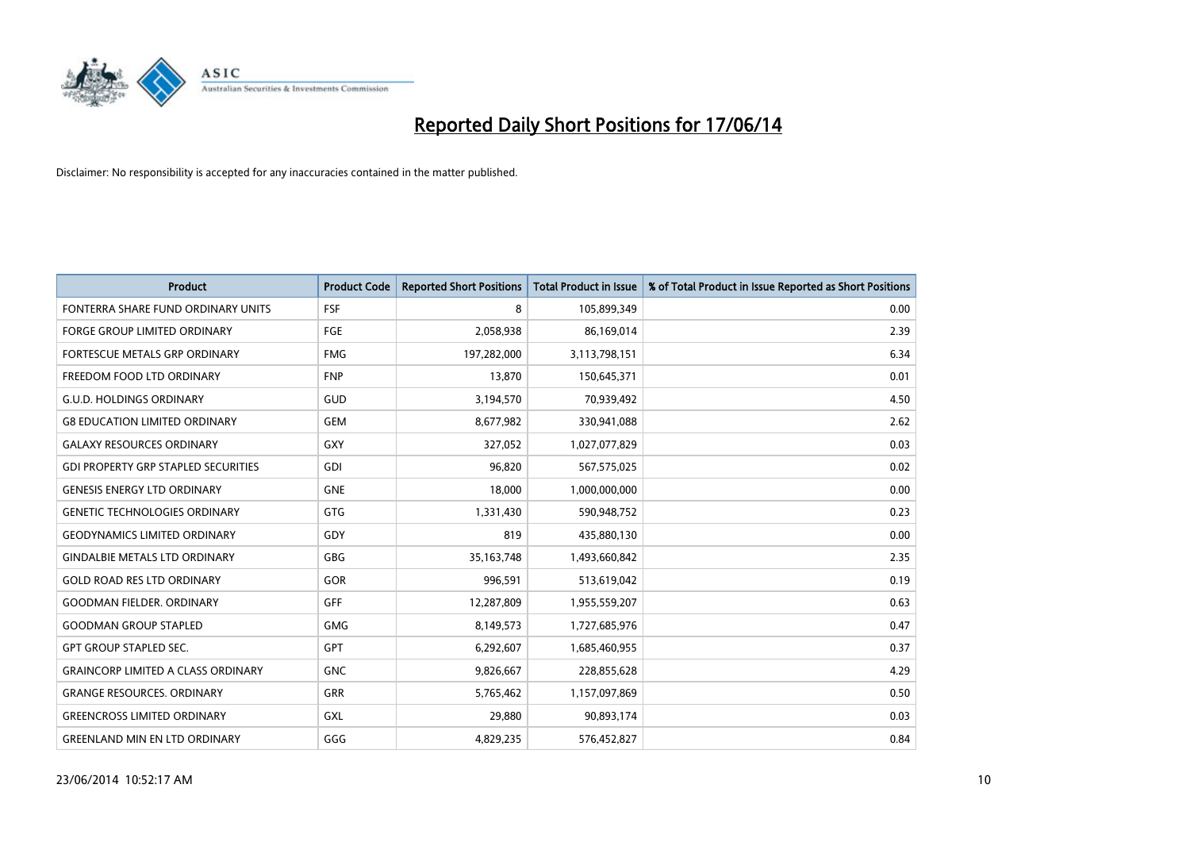# Reported Daily Short Positions for 17/06/14

Disclaimer: No responsibility is accepted for any inaccuracies contained in the matter published.

| Product | Product Code | Reported Short Positions | Total Product in Issue | % of Total Product in Issue Reported as Short Positions |
|---|---|---|---|---|
| FONTERRA SHARE FUND ORDINARY UNITS | FSF | 8 | 105,899,349 | 0.00 |
| FORGE GROUP LIMITED ORDINARY | FGE | 2,058,938 | 86,169,014 | 2.39 |
| FORTESCUE METALS GRP ORDINARY | FMG | 197,282,000 | 3,113,798,151 | 6.34 |
| FREEDOM FOOD LTD ORDINARY | FNP | 13,870 | 150,645,371 | 0.01 |
| G.U.D. HOLDINGS ORDINARY | GUD | 3,194,570 | 70,939,492 | 4.50 |
| G8 EDUCATION LIMITED ORDINARY | GEM | 8,677,982 | 330,941,088 | 2.62 |
| GALAXY RESOURCES ORDINARY | GXY | 327,052 | 1,027,077,829 | 0.03 |
| GDI PROPERTY GRP STAPLED SECURITIES | GDI | 96,820 | 567,575,025 | 0.02 |
| GENESIS ENERGY LTD ORDINARY | GNE | 18,000 | 1,000,000,000 | 0.00 |
| GENETIC TECHNOLOGIES ORDINARY | GTG | 1,331,430 | 590,948,752 | 0.23 |
| GEODYNAMICS LIMITED ORDINARY | GDY | 819 | 435,880,130 | 0.00 |
| GINDALBIE METALS LTD ORDINARY | GBG | 35,163,748 | 1,493,660,842 | 2.35 |
| GOLD ROAD RES LTD ORDINARY | GOR | 996,591 | 513,619,042 | 0.19 |
| GOODMAN FIELDER. ORDINARY | GFF | 12,287,809 | 1,955,559,207 | 0.63 |
| GOODMAN GROUP STAPLED | GMG | 8,149,573 | 1,727,685,976 | 0.47 |
| GPT GROUP STAPLED SEC. | GPT | 6,292,607 | 1,685,460,955 | 0.37 |
| GRAINCORP LIMITED A CLASS ORDINARY | GNC | 9,826,667 | 228,855,628 | 4.29 |
| GRANGE RESOURCES. ORDINARY | GRR | 5,765,462 | 1,157,097,869 | 0.50 |
| GREENCROSS LIMITED ORDINARY | GXL | 29,880 | 90,893,174 | 0.03 |
| GREENLAND MIN EN LTD ORDINARY | GGG | 4,829,235 | 576,452,827 | 0.84 |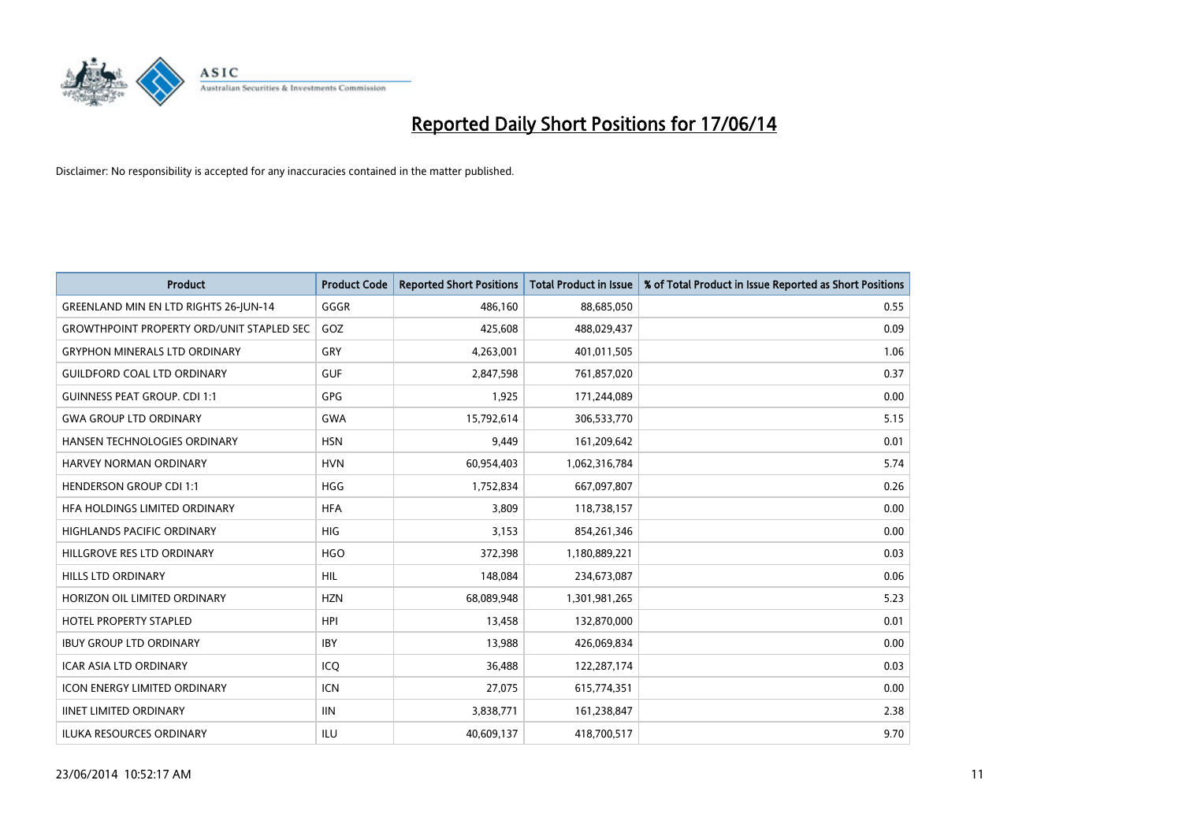# Reported Daily Short Positions for 17/06/14

Disclaimer: No responsibility is accepted for any inaccuracies contained in the matter published.

| Product | Product Code | Reported Short Positions | Total Product in Issue | % of Total Product in Issue Reported as Short Positions |
|---|---|---|---|---|
| GREENLAND MIN EN LTD RIGHTS 26-JUN-14 | GGGR | 486,160 | 88,685,050 | 0.55 |
| GROWTHPOINT PROPERTY ORD/UNIT STAPLED SEC | GOZ | 425,608 | 488,029,437 | 0.09 |
| GRYPHON MINERALS LTD ORDINARY | GRY | 4,263,001 | 401,011,505 | 1.06 |
| GUILDFORD COAL LTD ORDINARY | GUF | 2,847,598 | 761,857,020 | 0.37 |
| GUINNESS PEAT GROUP. CDI 1:1 | GPG | 1,925 | 171,244,089 | 0.00 |
| GWA GROUP LTD ORDINARY | GWA | 15,792,614 | 306,533,770 | 5.15 |
| HANSEN TECHNOLOGIES ORDINARY | HSN | 9,449 | 161,209,642 | 0.01 |
| HARVEY NORMAN ORDINARY | HVN | 60,954,403 | 1,062,316,784 | 5.74 |
| HENDERSON GROUP CDI 1:1 | HGG | 1,752,834 | 667,097,807 | 0.26 |
| HFA HOLDINGS LIMITED ORDINARY | HFA | 3,809 | 118,738,157 | 0.00 |
| HIGHLANDS PACIFIC ORDINARY | HIG | 3,153 | 854,261,346 | 0.00 |
| HILLGROVE RES LTD ORDINARY | HGO | 372,398 | 1,180,889,221 | 0.03 |
| HILLS LTD ORDINARY | HIL | 148,084 | 234,673,087 | 0.06 |
| HORIZON OIL LIMITED ORDINARY | HZN | 68,089,948 | 1,301,981,265 | 5.23 |
| HOTEL PROPERTY STAPLED | HPI | 13,458 | 132,870,000 | 0.01 |
| IBUY GROUP LTD ORDINARY | IBY | 13,988 | 426,069,834 | 0.00 |
| ICAR ASIA LTD ORDINARY | ICQ | 36,488 | 122,287,174 | 0.03 |
| ICON ENERGY LIMITED ORDINARY | ICN | 27,075 | 615,774,351 | 0.00 |
| IINET LIMITED ORDINARY | IIN | 3,838,771 | 161,238,847 | 2.38 |
| ILUKA RESOURCES ORDINARY | ILU | 40,609,137 | 418,700,517 | 9.70 |

23/06/2014 10:52:17 AM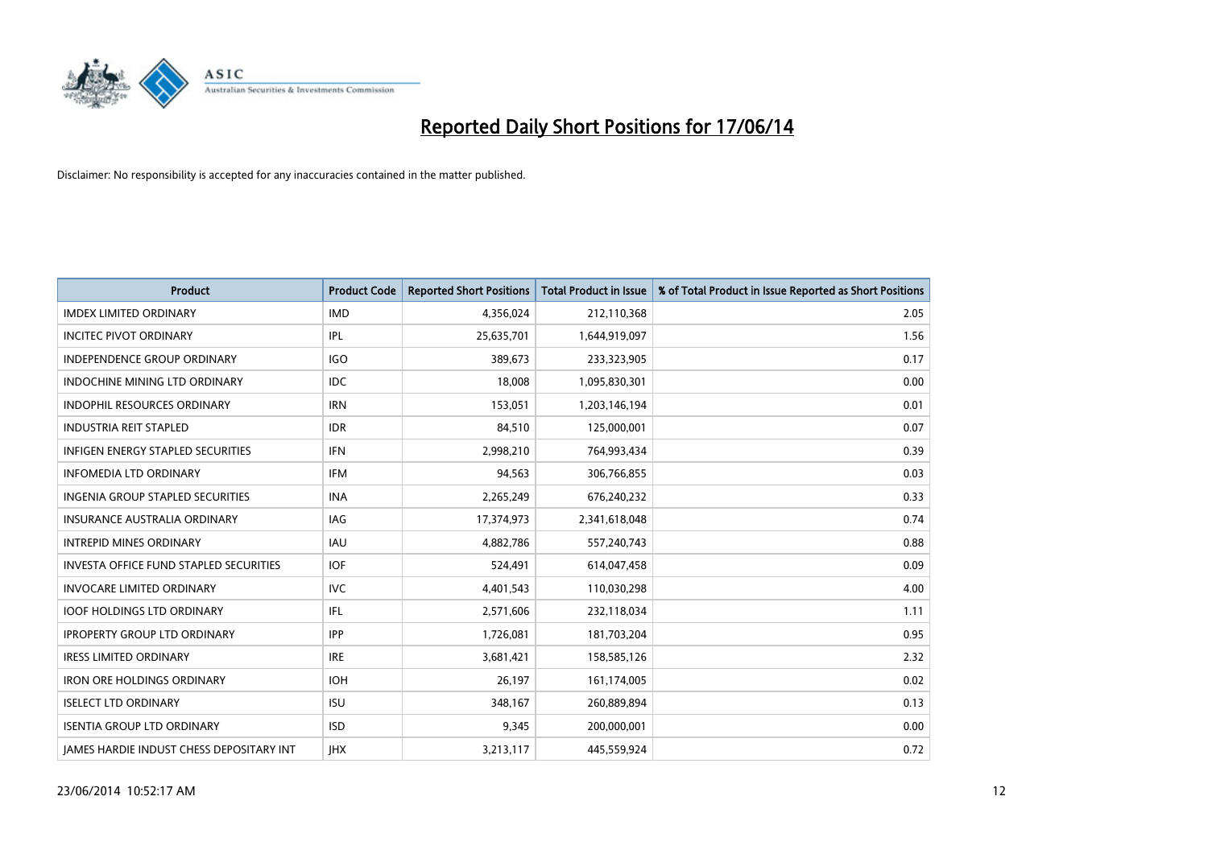# Reported Daily Short Positions for 17/06/14

Disclaimer: No responsibility is accepted for any inaccuracies contained in the matter published.

| Product | Product Code | Reported Short Positions | Total Product in Issue | % of Total Product in Issue Reported as Short Positions |
|---|---|---|---|---|
| IMDEX LIMITED ORDINARY | IMD | 4,356,024 | 212,110,368 | 2.05 |
| INCITEC PIVOT ORDINARY | IPL | 25,635,701 | 1,644,919,097 | 1.56 |
| INDEPENDENCE GROUP ORDINARY | IGO | 389,673 | 233,323,905 | 0.17 |
| INDOCHINE MINING LTD ORDINARY | IDC | 18,008 | 1,095,830,301 | 0.00 |
| INDOPHIL RESOURCES ORDINARY | IRN | 153,051 | 1,203,146,194 | 0.01 |
| INDUSTRIA REIT STAPLED | IDR | 84,510 | 125,000,001 | 0.07 |
| INFIGEN ENERGY STAPLED SECURITIES | IFN | 2,998,210 | 764,993,434 | 0.39 |
| INFOMEDIA LTD ORDINARY | IFM | 94,563 | 306,766,855 | 0.03 |
| INGENIA GROUP STAPLED SECURITIES | INA | 2,265,249 | 676,240,232 | 0.33 |
| INSURANCE AUSTRALIA ORDINARY | IAG | 17,374,973 | 2,341,618,048 | 0.74 |
| INTREPID MINES ORDINARY | IAU | 4,882,786 | 557,240,743 | 0.88 |
| INVESTA OFFICE FUND STAPLED SECURITIES | IOF | 524,491 | 614,047,458 | 0.09 |
| INVOCARE LIMITED ORDINARY | IVC | 4,401,543 | 110,030,298 | 4.00 |
| IOOF HOLDINGS LTD ORDINARY | IFL | 2,571,606 | 232,118,034 | 1.11 |
| IPROPERTY GROUP LTD ORDINARY | IPP | 1,726,081 | 181,703,204 | 0.95 |
| IRESS LIMITED ORDINARY | IRE | 3,681,421 | 158,585,126 | 2.32 |
| IRON ORE HOLDINGS ORDINARY | IOH | 26,197 | 161,174,005 | 0.02 |
| ISELECT LTD ORDINARY | ISU | 348,167 | 260,889,894 | 0.13 |
| ISENTIA GROUP LTD ORDINARY | ISD | 9,345 | 200,000,001 | 0.00 |
| JAMES HARDIE INDUST CHESS DEPOSITARY INT | JHX | 3,213,117 | 445,559,924 | 0.72 |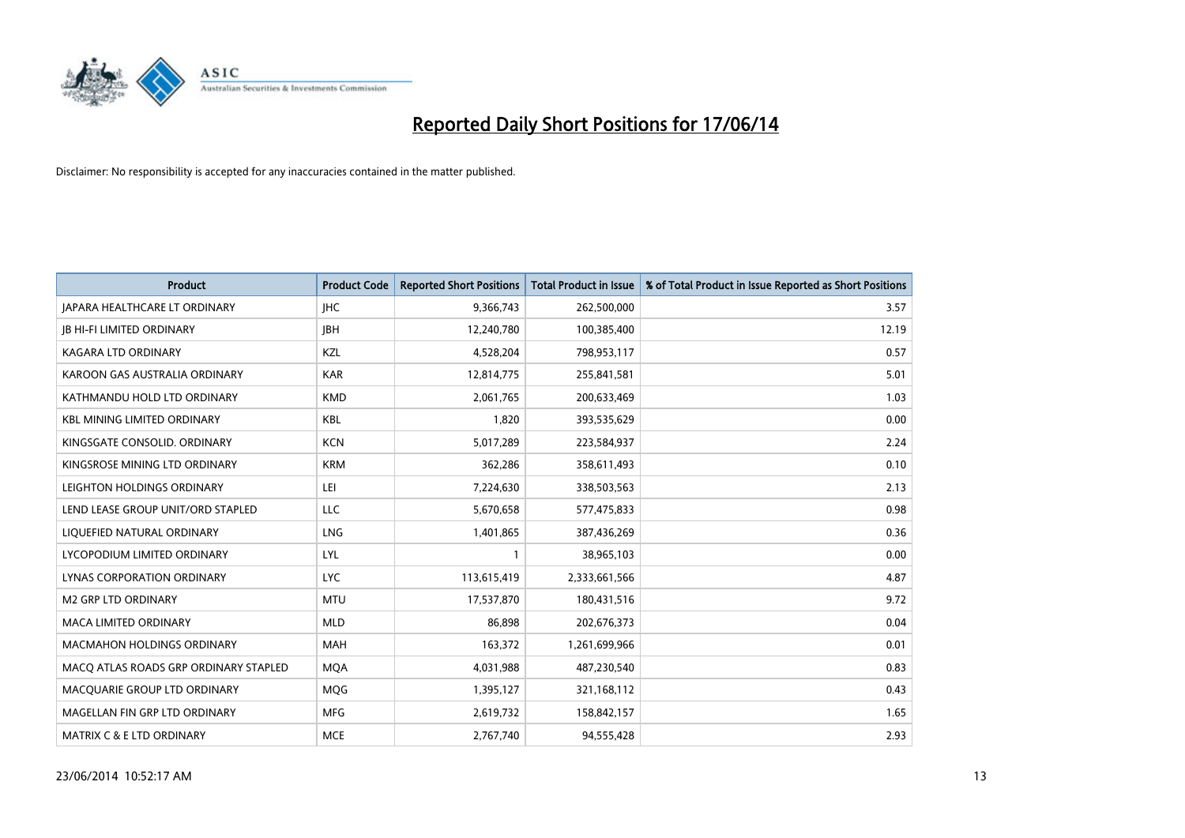# Reported Daily Short Positions for 17/06/14

Disclaimer: No responsibility is accepted for any inaccuracies contained in the matter published.

| Product | Product Code | Reported Short Positions | Total Product in Issue | % of Total Product in Issue Reported as Short Positions |
|---|---|---|---|---|
| JAPARA HEALTHCARE LT ORDINARY | JHC | 9,366,743 | 262,500,000 | 3.57 |
| JB HI-FI LIMITED ORDINARY | JBH | 12,240,780 | 100,385,400 | 12.19 |
| KAGARA LTD ORDINARY | KZL | 4,528,204 | 798,953,117 | 0.57 |
| KAROON GAS AUSTRALIA ORDINARY | KAR | 12,814,775 | 255,841,581 | 5.01 |
| KATHMANDU HOLD LTD ORDINARY | KMD | 2,061,765 | 200,633,469 | 1.03 |
| KBL MINING LIMITED ORDINARY | KBL | 1,820 | 393,535,629 | 0.00 |
| KINGSGATE CONSOLID. ORDINARY | KCN | 5,017,289 | 223,584,937 | 2.24 |
| KINGSROSE MINING LTD ORDINARY | KRM | 362,286 | 358,611,493 | 0.10 |
| LEIGHTON HOLDINGS ORDINARY | LEI | 7,224,630 | 338,503,563 | 2.13 |
| LEND LEASE GROUP UNIT/ORD STAPLED | LLC | 5,670,658 | 577,475,833 | 0.98 |
| LIQUEFIED NATURAL ORDINARY | LNG | 1,401,865 | 387,436,269 | 0.36 |
| LYCOPODIUM LIMITED ORDINARY | LYL | 1 | 38,965,103 | 0.00 |
| LYNAS CORPORATION ORDINARY | LYC | 113,615,419 | 2,333,661,566 | 4.87 |
| M2 GRP LTD ORDINARY | MTU | 17,537,870 | 180,431,516 | 9.72 |
| MACA LIMITED ORDINARY | MLD | 86,898 | 202,676,373 | 0.04 |
| MACMAHON HOLDINGS ORDINARY | MAH | 163,372 | 1,261,699,966 | 0.01 |
| MACQ ATLAS ROADS GRP ORDINARY STAPLED | MQA | 4,031,988 | 487,230,540 | 0.83 |
| MACQUARIE GROUP LTD ORDINARY | MQG | 1,395,127 | 321,168,112 | 0.43 |
| MAGELLAN FIN GRP LTD ORDINARY | MFG | 2,619,732 | 158,842,157 | 1.65 |
| MATRIX C & E LTD ORDINARY | MCE | 2,767,740 | 94,555,428 | 2.93 |

23/06/2014 10:52:17 AM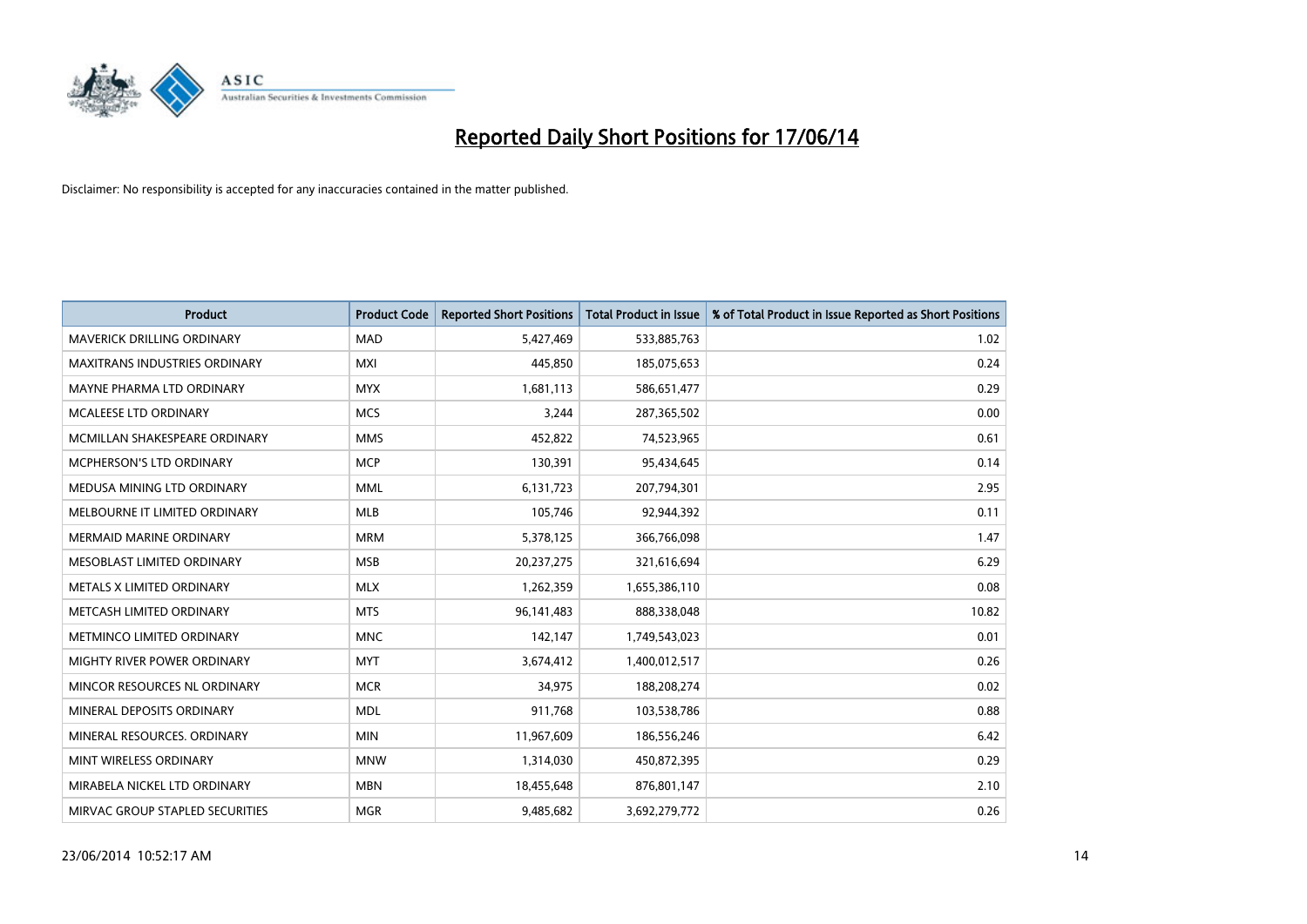# Reported Daily Short Positions for 17/06/14

Disclaimer: No responsibility is accepted for any inaccuracies contained in the matter published.

| Product | Product Code | Reported Short Positions | Total Product in Issue | % of Total Product in Issue Reported as Short Positions |
|---|---|---|---|---|
| MAVERICK DRILLING ORDINARY | MAD | 5,427,469 | 533,885,763 | 1.02 |
| MAXITRANS INDUSTRIES ORDINARY | MXI | 445,850 | 185,075,653 | 0.24 |
| MAYNE PHARMA LTD ORDINARY | MYX | 1,681,113 | 586,651,477 | 0.29 |
| MCALEESE LTD ORDINARY | MCS | 3,244 | 287,365,502 | 0.00 |
| MCMILLAN SHAKESPEARE ORDINARY | MMS | 452,822 | 74,523,965 | 0.61 |
| MCPHERSON'S LTD ORDINARY | MCP | 130,391 | 95,434,645 | 0.14 |
| MEDUSA MINING LTD ORDINARY | MML | 6,131,723 | 207,794,301 | 2.95 |
| MELBOURNE IT LIMITED ORDINARY | MLB | 105,746 | 92,944,392 | 0.11 |
| MERMAID MARINE ORDINARY | MRM | 5,378,125 | 366,766,098 | 1.47 |
| MESOBLAST LIMITED ORDINARY | MSB | 20,237,275 | 321,616,694 | 6.29 |
| METALS X LIMITED ORDINARY | MLX | 1,262,359 | 1,655,386,110 | 0.08 |
| METCASH LIMITED ORDINARY | MTS | 96,141,483 | 888,338,048 | 10.82 |
| METMINCO LIMITED ORDINARY | MNC | 142,147 | 1,749,543,023 | 0.01 |
| MIGHTY RIVER POWER ORDINARY | MYT | 3,674,412 | 1,400,012,517 | 0.26 |
| MINCOR RESOURCES NL ORDINARY | MCR | 34,975 | 188,208,274 | 0.02 |
| MINERAL DEPOSITS ORDINARY | MDL | 911,768 | 103,538,786 | 0.88 |
| MINERAL RESOURCES. ORDINARY | MIN | 11,967,609 | 186,556,246 | 6.42 |
| MINT WIRELESS ORDINARY | MNW | 1,314,030 | 450,872,395 | 0.29 |
| MIRABELA NICKEL LTD ORDINARY | MBN | 18,455,648 | 876,801,147 | 2.10 |
| MIRVAC GROUP STAPLED SECURITIES | MGR | 9,485,682 | 3,692,279,772 | 0.26 |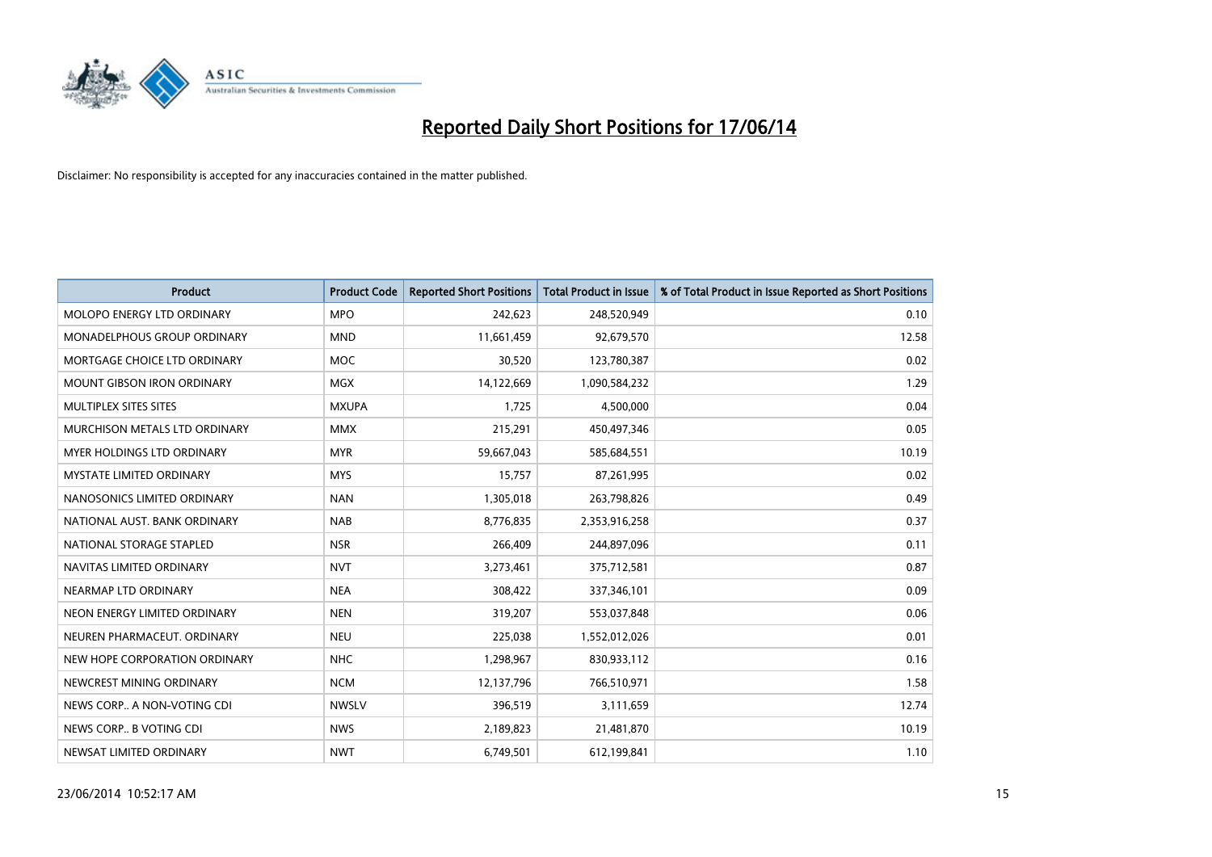# Reported Daily Short Positions for 17/06/14

Disclaimer: No responsibility is accepted for any inaccuracies contained in the matter published.

| Product | Product Code | Reported Short Positions | Total Product in Issue | % of Total Product in Issue Reported as Short Positions |
|---|---|---|---|---|
| MOLOPO ENERGY LTD ORDINARY | MPO | 242,623 | 248,520,949 | 0.10 |
| MONADELPHOUS GROUP ORDINARY | MND | 11,661,459 | 92,679,570 | 12.58 |
| MORTGAGE CHOICE LTD ORDINARY | MOC | 30,520 | 123,780,387 | 0.02 |
| MOUNT GIBSON IRON ORDINARY | MGX | 14,122,669 | 1,090,584,232 | 1.29 |
| MULTIPLEX SITES SITES | MXUPA | 1,725 | 4,500,000 | 0.04 |
| MURCHISON METALS LTD ORDINARY | MMX | 215,291 | 450,497,346 | 0.05 |
| MYER HOLDINGS LTD ORDINARY | MYR | 59,667,043 | 585,684,551 | 10.19 |
| MYSTATE LIMITED ORDINARY | MYS | 15,757 | 87,261,995 | 0.02 |
| NANOSONICS LIMITED ORDINARY | NAN | 1,305,018 | 263,798,826 | 0.49 |
| NATIONAL AUST. BANK ORDINARY | NAB | 8,776,835 | 2,353,916,258 | 0.37 |
| NATIONAL STORAGE STAPLED | NSR | 266,409 | 244,897,096 | 0.11 |
| NAVITAS LIMITED ORDINARY | NVT | 3,273,461 | 375,712,581 | 0.87 |
| NEARMAP LTD ORDINARY | NEA | 308,422 | 337,346,101 | 0.09 |
| NEON ENERGY LIMITED ORDINARY | NEN | 319,207 | 553,037,848 | 0.06 |
| NEUREN PHARMACEUT. ORDINARY | NEU | 225,038 | 1,552,012,026 | 0.01 |
| NEW HOPE CORPORATION ORDINARY | NHC | 1,298,967 | 830,933,112 | 0.16 |
| NEWCREST MINING ORDINARY | NCM | 12,137,796 | 766,510,971 | 1.58 |
| NEWS CORP.. A NON-VOTING CDI | NWSLV | 396,519 | 3,111,659 | 12.74 |
| NEWS CORP.. B VOTING CDI | NWS | 2,189,823 | 21,481,870 | 10.19 |
| NEWSAT LIMITED ORDINARY | NWT | 6,749,501 | 612,199,841 | 1.10 |

23/06/2014 10:52:17 AM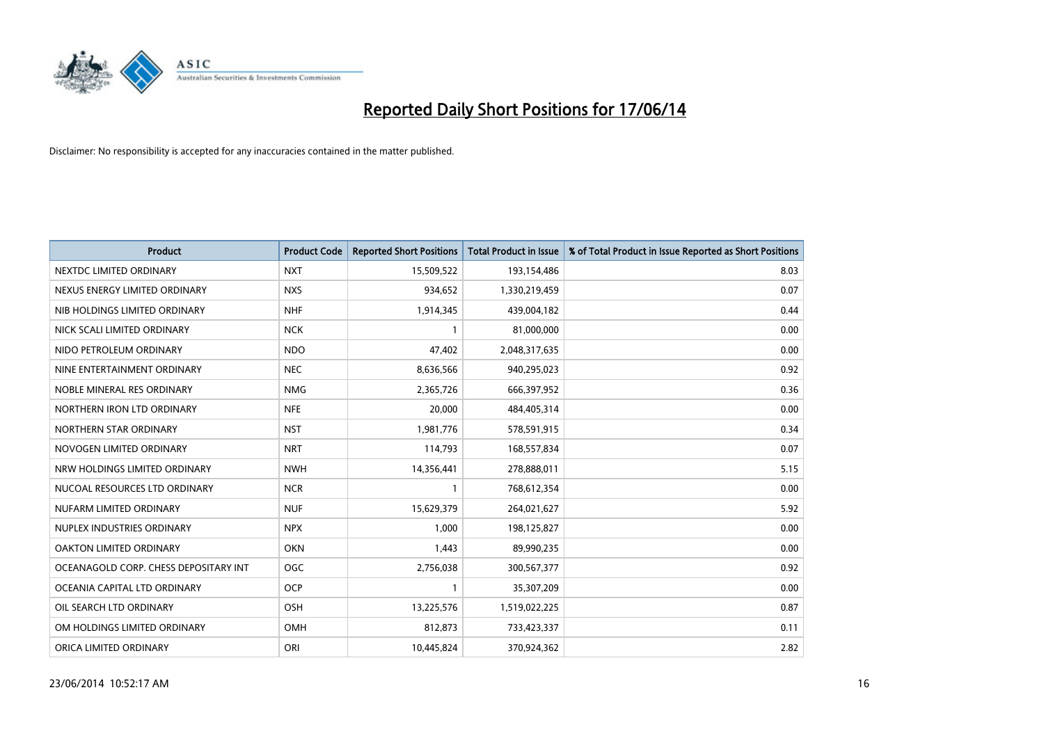# Reported Daily Short Positions for 17/06/14

Disclaimer: No responsibility is accepted for any inaccuracies contained in the matter published.

| Product | Product Code | Reported Short Positions | Total Product in Issue | % of Total Product in Issue Reported as Short Positions |
|---|---|---|---|---|
| NEXTDC LIMITED ORDINARY | NXT | 15,509,522 | 193,154,486 | 8.03 |
| NEXUS ENERGY LIMITED ORDINARY | NXS | 934,652 | 1,330,219,459 | 0.07 |
| NIB HOLDINGS LIMITED ORDINARY | NHF | 1,914,345 | 439,004,182 | 0.44 |
| NICK SCALI LIMITED ORDINARY | NCK | 1 | 81,000,000 | 0.00 |
| NIDO PETROLEUM ORDINARY | NDO | 47,402 | 2,048,317,635 | 0.00 |
| NINE ENTERTAINMENT ORDINARY | NEC | 8,636,566 | 940,295,023 | 0.92 |
| NOBLE MINERAL RES ORDINARY | NMG | 2,365,726 | 666,397,952 | 0.36 |
| NORTHERN IRON LTD ORDINARY | NFE | 20,000 | 484,405,314 | 0.00 |
| NORTHERN STAR ORDINARY | NST | 1,981,776 | 578,591,915 | 0.34 |
| NOVOGEN LIMITED ORDINARY | NRT | 114,793 | 168,557,834 | 0.07 |
| NRW HOLDINGS LIMITED ORDINARY | NWH | 14,356,441 | 278,888,011 | 5.15 |
| NUCOAL RESOURCES LTD ORDINARY | NCR | 1 | 768,612,354 | 0.00 |
| NUFARM LIMITED ORDINARY | NUF | 15,629,379 | 264,021,627 | 5.92 |
| NUPLEX INDUSTRIES ORDINARY | NPX | 1,000 | 198,125,827 | 0.00 |
| OAKTON LIMITED ORDINARY | OKN | 1,443 | 89,990,235 | 0.00 |
| OCEANAGOLD CORP. CHESS DEPOSITARY INT | OGC | 2,756,038 | 300,567,377 | 0.92 |
| OCEANIA CAPITAL LTD ORDINARY | OCP | 1 | 35,307,209 | 0.00 |
| OIL SEARCH LTD ORDINARY | OSH | 13,225,576 | 1,519,022,225 | 0.87 |
| OM HOLDINGS LIMITED ORDINARY | OMH | 812,873 | 733,423,337 | 0.11 |
| ORICA LIMITED ORDINARY | ORI | 10,445,824 | 370,924,362 | 2.82 |

23/06/2014 10:52:17 AM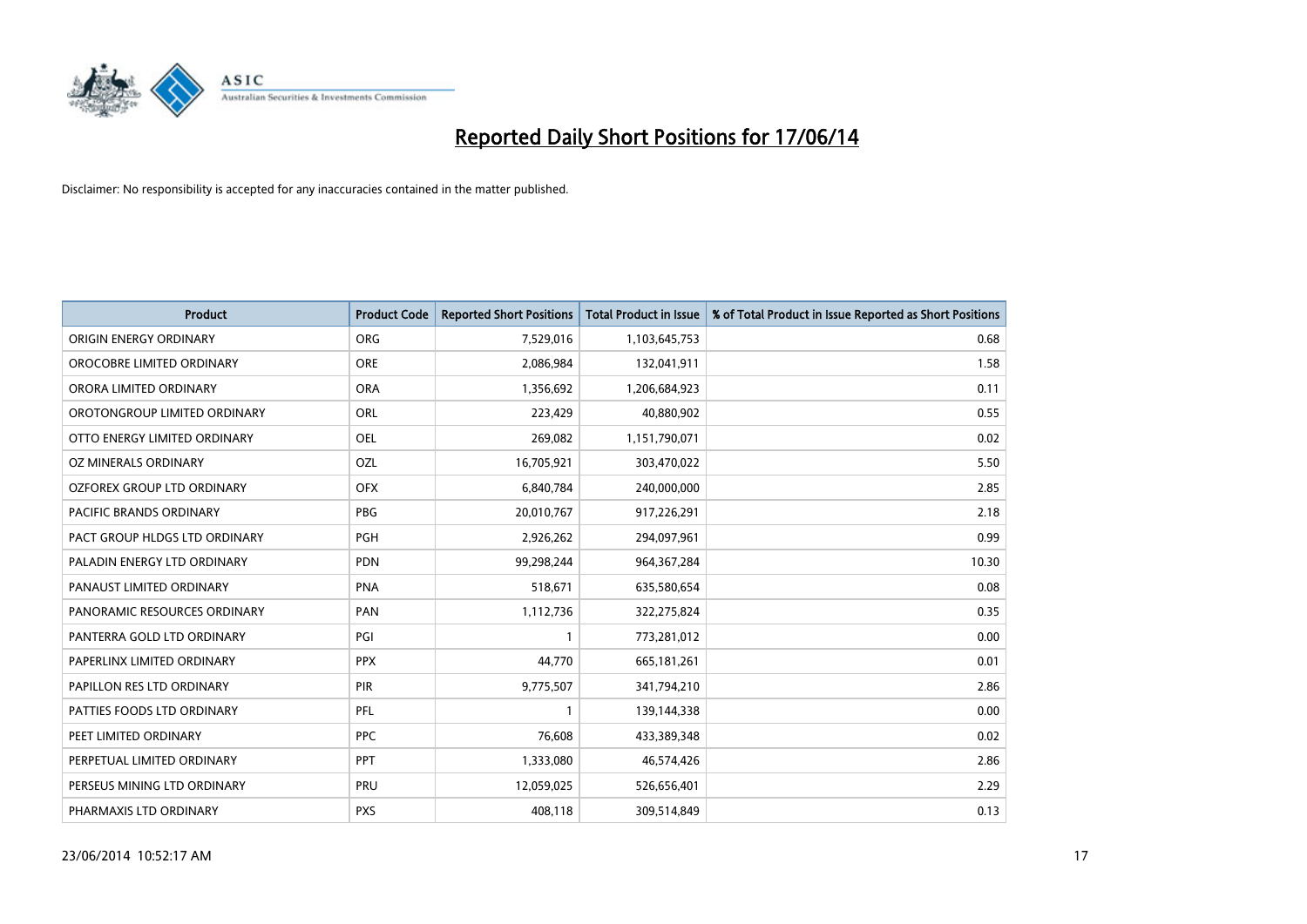# Reported Daily Short Positions for 17/06/14

Disclaimer: No responsibility is accepted for any inaccuracies contained in the matter published.

| Product | Product Code | Reported Short Positions | Total Product in Issue | % of Total Product in Issue Reported as Short Positions |
|---|---|---|---|---|
| ORIGIN ENERGY ORDINARY | ORG | 7,529,016 | 1,103,645,753 | 0.68 |
| OROCOBRE LIMITED ORDINARY | ORE | 2,086,984 | 132,041,911 | 1.58 |
| ORORA LIMITED ORDINARY | ORA | 1,356,692 | 1,206,684,923 | 0.11 |
| OROTONGROUP LIMITED ORDINARY | ORL | 223,429 | 40,880,902 | 0.55 |
| OTTO ENERGY LIMITED ORDINARY | OEL | 269,082 | 1,151,790,071 | 0.02 |
| OZ MINERALS ORDINARY | OZL | 16,705,921 | 303,470,022 | 5.50 |
| OZFOREX GROUP LTD ORDINARY | OFX | 6,840,784 | 240,000,000 | 2.85 |
| PACIFIC BRANDS ORDINARY | PBG | 20,010,767 | 917,226,291 | 2.18 |
| PACT GROUP HLDGS LTD ORDINARY | PGH | 2,926,262 | 294,097,961 | 0.99 |
| PALADIN ENERGY LTD ORDINARY | PDN | 99,298,244 | 964,367,284 | 10.30 |
| PANAUST LIMITED ORDINARY | PNA | 518,671 | 635,580,654 | 0.08 |
| PANORAMIC RESOURCES ORDINARY | PAN | 1,112,736 | 322,275,824 | 0.35 |
| PANTERRA GOLD LTD ORDINARY | PGI | 1 | 773,281,012 | 0.00 |
| PAPERLINX LIMITED ORDINARY | PPX | 44,770 | 665,181,261 | 0.01 |
| PAPILLON RES LTD ORDINARY | PIR | 9,775,507 | 341,794,210 | 2.86 |
| PATTIES FOODS LTD ORDINARY | PFL | 1 | 139,144,338 | 0.00 |
| PEET LIMITED ORDINARY | PPC | 76,608 | 433,389,348 | 0.02 |
| PERPETUAL LIMITED ORDINARY | PPT | 1,333,080 | 46,574,426 | 2.86 |
| PERSEUS MINING LTD ORDINARY | PRU | 12,059,025 | 526,656,401 | 2.29 |
| PHARMAXIS LTD ORDINARY | PXS | 408,118 | 309,514,849 | 0.13 |

23/06/2014 10:52:17 AM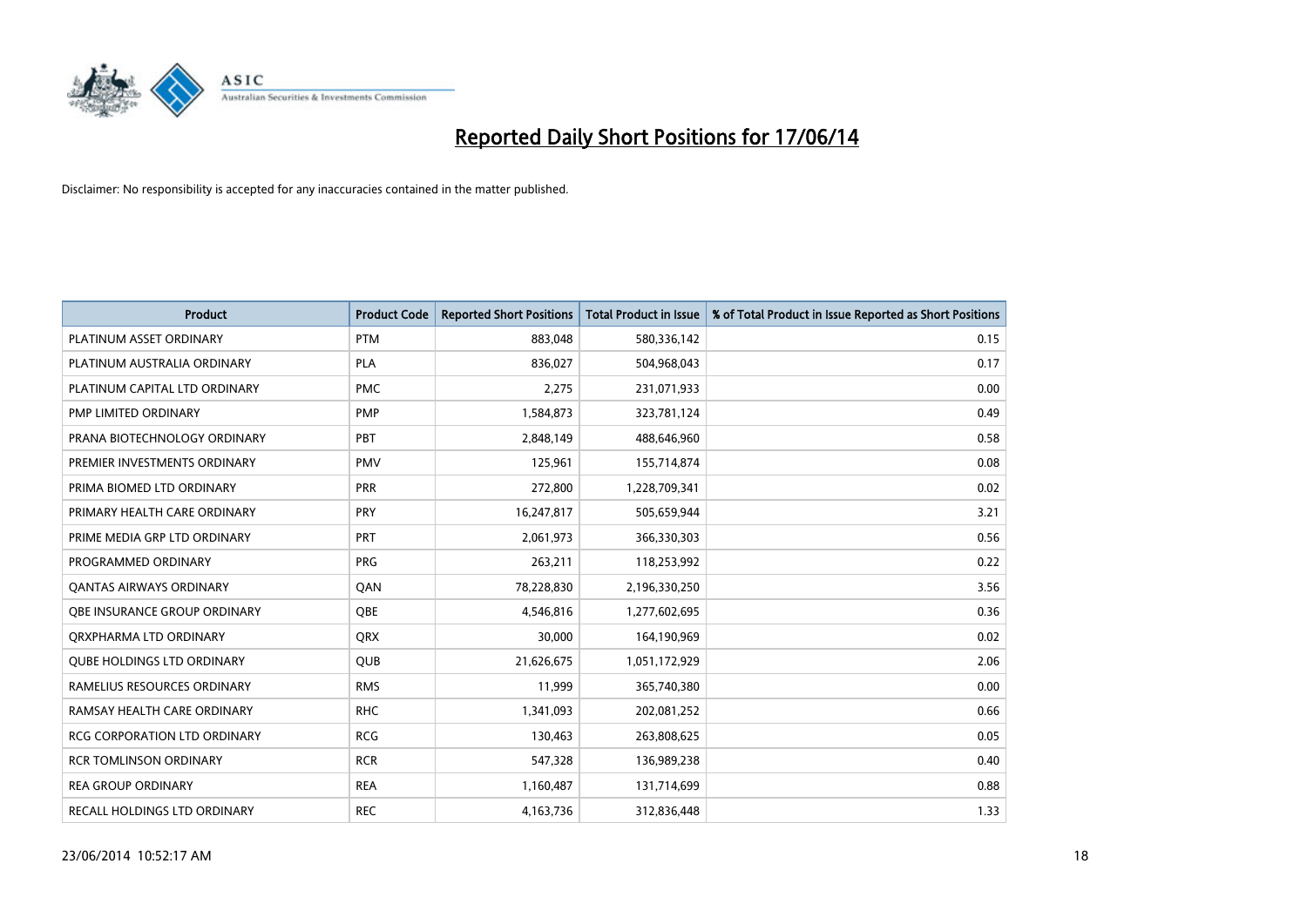# Reported Daily Short Positions for 17/06/14

Disclaimer: No responsibility is accepted for any inaccuracies contained in the matter published.

| Product | Product Code | Reported Short Positions | Total Product in Issue | % of Total Product in Issue Reported as Short Positions |
|---|---|---|---|---|
| PLATINUM ASSET ORDINARY | PTM | 883,048 | 580,336,142 | 0.15 |
| PLATINUM AUSTRALIA ORDINARY | PLA | 836,027 | 504,968,043 | 0.17 |
| PLATINUM CAPITAL LTD ORDINARY | PMC | 2,275 | 231,071,933 | 0.00 |
| PMP LIMITED ORDINARY | PMP | 1,584,873 | 323,781,124 | 0.49 |
| PRANA BIOTECHNOLOGY ORDINARY | PBT | 2,848,149 | 488,646,960 | 0.58 |
| PREMIER INVESTMENTS ORDINARY | PMV | 125,961 | 155,714,874 | 0.08 |
| PRIMA BIOMED LTD ORDINARY | PRR | 272,800 | 1,228,709,341 | 0.02 |
| PRIMARY HEALTH CARE ORDINARY | PRY | 16,247,817 | 505,659,944 | 3.21 |
| PRIME MEDIA GRP LTD ORDINARY | PRT | 2,061,973 | 366,330,303 | 0.56 |
| PROGRAMMED ORDINARY | PRG | 263,211 | 118,253,992 | 0.22 |
| QANTAS AIRWAYS ORDINARY | QAN | 78,228,830 | 2,196,330,250 | 3.56 |
| QBE INSURANCE GROUP ORDINARY | QBE | 4,546,816 | 1,277,602,695 | 0.36 |
| QRXPHARMA LTD ORDINARY | QRX | 30,000 | 164,190,969 | 0.02 |
| QUBE HOLDINGS LTD ORDINARY | QUB | 21,626,675 | 1,051,172,929 | 2.06 |
| RAMELIUS RESOURCES ORDINARY | RMS | 11,999 | 365,740,380 | 0.00 |
| RAMSAY HEALTH CARE ORDINARY | RHC | 1,341,093 | 202,081,252 | 0.66 |
| RCG CORPORATION LTD ORDINARY | RCG | 130,463 | 263,808,625 | 0.05 |
| RCR TOMLINSON ORDINARY | RCR | 547,328 | 136,989,238 | 0.40 |
| REA GROUP ORDINARY | REA | 1,160,487 | 131,714,699 | 0.88 |
| RECALL HOLDINGS LTD ORDINARY | REC | 4,163,736 | 312,836,448 | 1.33 |

23/06/2014 10:52:17 AM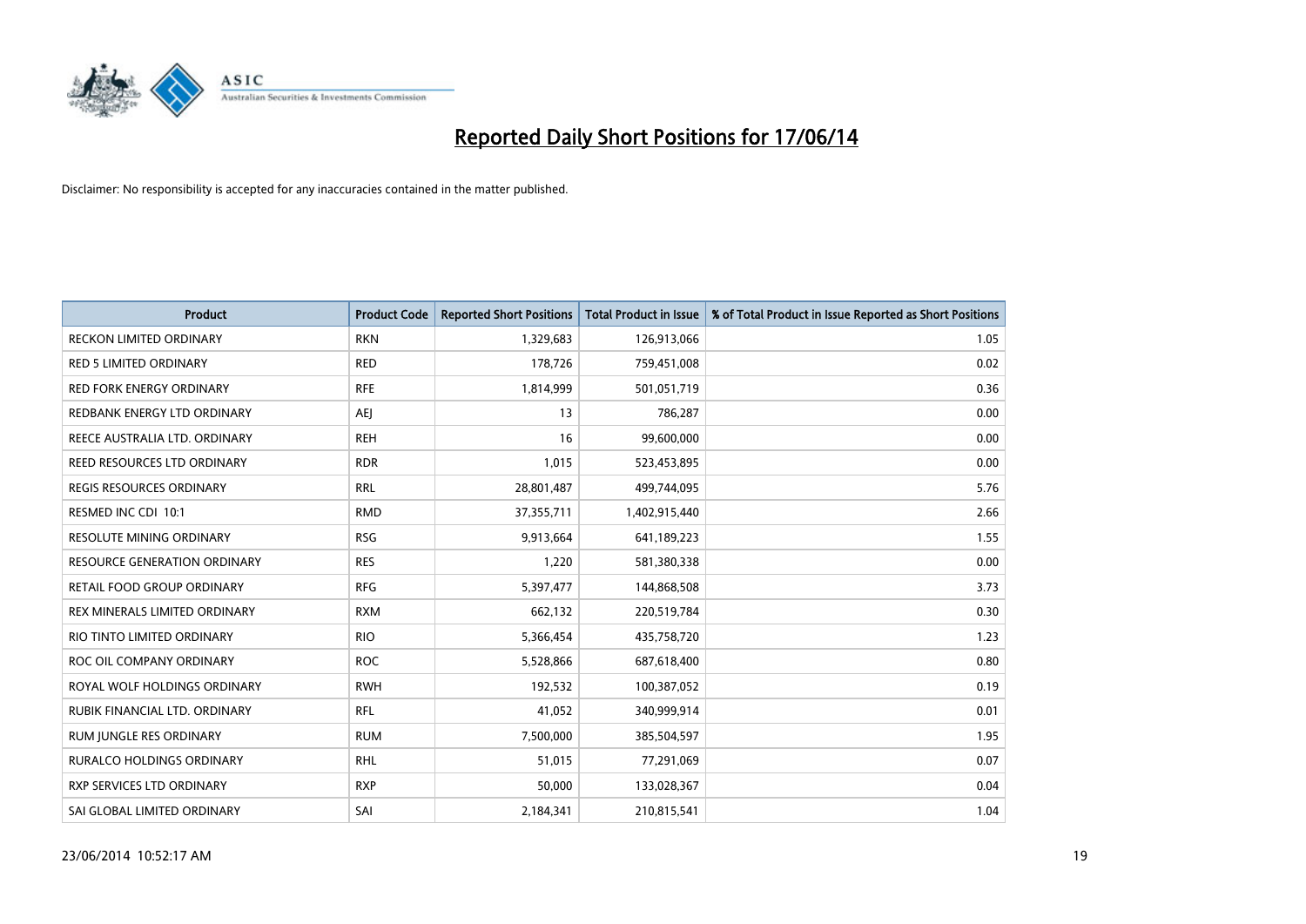# Reported Daily Short Positions for 17/06/14

Disclaimer: No responsibility is accepted for any inaccuracies contained in the matter published.

| Product | Product Code | Reported Short Positions | Total Product in Issue | % of Total Product in Issue Reported as Short Positions |
|---|---|---|---|---|
| RECKON LIMITED ORDINARY | RKN | 1,329,683 | 126,913,066 | 1.05 |
| RED 5 LIMITED ORDINARY | RED | 178,726 | 759,451,008 | 0.02 |
| RED FORK ENERGY ORDINARY | RFE | 1,814,999 | 501,051,719 | 0.36 |
| REDBANK ENERGY LTD ORDINARY | AEJ | 13 | 786,287 | 0.00 |
| REECE AUSTRALIA LTD. ORDINARY | REH | 16 | 99,600,000 | 0.00 |
| REED RESOURCES LTD ORDINARY | RDR | 1,015 | 523,453,895 | 0.00 |
| REGIS RESOURCES ORDINARY | RRL | 28,801,487 | 499,744,095 | 5.76 |
| RESMED INC CDI 10:1 | RMD | 37,355,711 | 1,402,915,440 | 2.66 |
| RESOLUTE MINING ORDINARY | RSG | 9,913,664 | 641,189,223 | 1.55 |
| RESOURCE GENERATION ORDINARY | RES | 1,220 | 581,380,338 | 0.00 |
| RETAIL FOOD GROUP ORDINARY | RFG | 5,397,477 | 144,868,508 | 3.73 |
| REX MINERALS LIMITED ORDINARY | RXM | 662,132 | 220,519,784 | 0.30 |
| RIO TINTO LIMITED ORDINARY | RIO | 5,366,454 | 435,758,720 | 1.23 |
| ROC OIL COMPANY ORDINARY | ROC | 5,528,866 | 687,618,400 | 0.80 |
| ROYAL WOLF HOLDINGS ORDINARY | RWH | 192,532 | 100,387,052 | 0.19 |
| RUBIK FINANCIAL LTD. ORDINARY | RFL | 41,052 | 340,999,914 | 0.01 |
| RUM JUNGLE RES ORDINARY | RUM | 7,500,000 | 385,504,597 | 1.95 |
| RURALCO HOLDINGS ORDINARY | RHL | 51,015 | 77,291,069 | 0.07 |
| RXP SERVICES LTD ORDINARY | RXP | 50,000 | 133,028,367 | 0.04 |
| SAI GLOBAL LIMITED ORDINARY | SAI | 2,184,341 | 210,815,541 | 1.04 |

23/06/2014 10:52:17 AM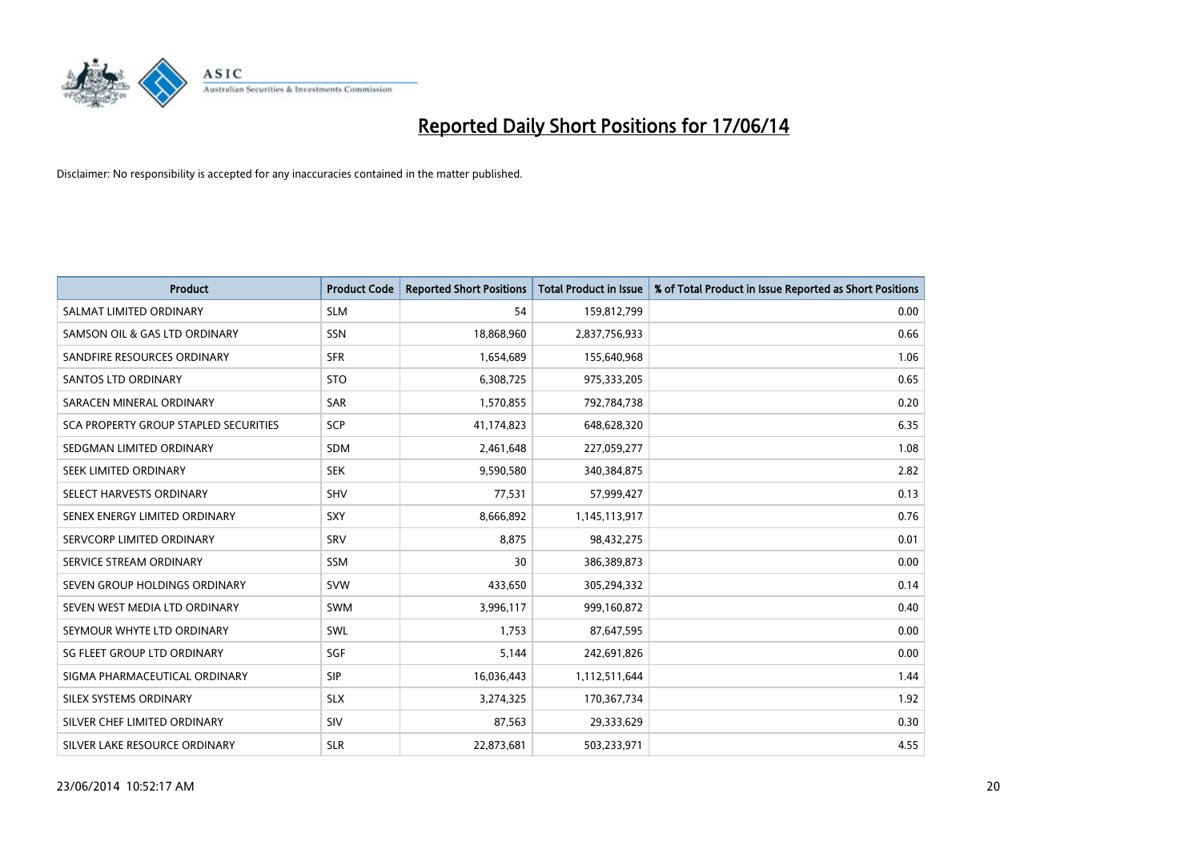# Reported Daily Short Positions for 17/06/14

Disclaimer: No responsibility is accepted for any inaccuracies contained in the matter published.

| Product | Product Code | Reported Short Positions | Total Product in Issue | % of Total Product in Issue Reported as Short Positions |
|---|---|---|---|---|
| SALMAT LIMITED ORDINARY | SLM | 54 | 159,812,799 | 0.00 |
| SAMSON OIL & GAS LTD ORDINARY | SSN | 18,868,960 | 2,837,756,933 | 0.66 |
| SANDFIRE RESOURCES ORDINARY | SFR | 1,654,689 | 155,640,968 | 1.06 |
| SANTOS LTD ORDINARY | STO | 6,308,725 | 975,333,205 | 0.65 |
| SARACEN MINERAL ORDINARY | SAR | 1,570,855 | 792,784,738 | 0.20 |
| SCA PROPERTY GROUP STAPLED SECURITIES | SCP | 41,174,823 | 648,628,320 | 6.35 |
| SEDGMAN LIMITED ORDINARY | SDM | 2,461,648 | 227,059,277 | 1.08 |
| SEEK LIMITED ORDINARY | SEK | 9,590,580 | 340,384,875 | 2.82 |
| SELECT HARVESTS ORDINARY | SHV | 77,531 | 57,999,427 | 0.13 |
| SENEX ENERGY LIMITED ORDINARY | SXY | 8,666,892 | 1,145,113,917 | 0.76 |
| SERVCORP LIMITED ORDINARY | SRV | 8,875 | 98,432,275 | 0.01 |
| SERVICE STREAM ORDINARY | SSM | 30 | 386,389,873 | 0.00 |
| SEVEN GROUP HOLDINGS ORDINARY | SVW | 433,650 | 305,294,332 | 0.14 |
| SEVEN WEST MEDIA LTD ORDINARY | SWM | 3,996,117 | 999,160,872 | 0.40 |
| SEYMOUR WHYTE LTD ORDINARY | SWL | 1,753 | 87,647,595 | 0.00 |
| SG FLEET GROUP LTD ORDINARY | SGF | 5,144 | 242,691,826 | 0.00 |
| SIGMA PHARMACEUTICAL ORDINARY | SIP | 16,036,443 | 1,112,511,644 | 1.44 |
| SILEX SYSTEMS ORDINARY | SLX | 3,274,325 | 170,367,734 | 1.92 |
| SILVER CHEF LIMITED ORDINARY | SIV | 87,563 | 29,333,629 | 0.30 |
| SILVER LAKE RESOURCE ORDINARY | SLR | 22,873,681 | 503,233,971 | 4.55 |

23/06/2014 10:52:17 AM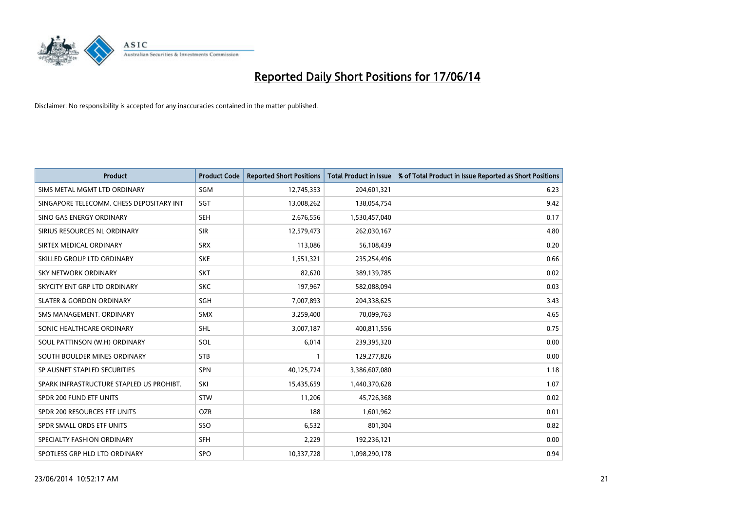# Reported Daily Short Positions for 17/06/14

Disclaimer: No responsibility is accepted for any inaccuracies contained in the matter published.

| Product | Product Code | Reported Short Positions | Total Product in Issue | % of Total Product in Issue Reported as Short Positions |
|---|---|---|---|---|
| SIMS METAL MGMT LTD ORDINARY | SGM | 12,745,353 | 204,601,321 | 6.23 |
| SINGAPORE TELECOMM. CHESS DEPOSITARY INT | SGT | 13,008,262 | 138,054,754 | 9.42 |
| SINO GAS ENERGY ORDINARY | SEH | 2,676,556 | 1,530,457,040 | 0.17 |
| SIRIUS RESOURCES NL ORDINARY | SIR | 12,579,473 | 262,030,167 | 4.80 |
| SIRTEX MEDICAL ORDINARY | SRX | 113,086 | 56,108,439 | 0.20 |
| SKILLED GROUP LTD ORDINARY | SKE | 1,551,321 | 235,254,496 | 0.66 |
| SKY NETWORK ORDINARY | SKT | 82,620 | 389,139,785 | 0.02 |
| SKYCITY ENT GRP LTD ORDINARY | SKC | 197,967 | 582,088,094 | 0.03 |
| SLATER & GORDON ORDINARY | SGH | 7,007,893 | 204,338,625 | 3.43 |
| SMS MANAGEMENT. ORDINARY | SMX | 3,259,400 | 70,099,763 | 4.65 |
| SONIC HEALTHCARE ORDINARY | SHL | 3,007,187 | 400,811,556 | 0.75 |
| SOUL PATTINSON (W.H) ORDINARY | SOL | 6,014 | 239,395,320 | 0.00 |
| SOUTH BOULDER MINES ORDINARY | STB | 1 | 129,277,826 | 0.00 |
| SP AUSNET STAPLED SECURITIES | SPN | 40,125,724 | 3,386,607,080 | 1.18 |
| SPARK INFRASTRUCTURE STAPLED US PROHIBT. | SKI | 15,435,659 | 1,440,370,628 | 1.07 |
| SPDR 200 FUND ETF UNITS | STW | 11,206 | 45,726,368 | 0.02 |
| SPDR 200 RESOURCES ETF UNITS | OZR | 188 | 1,601,962 | 0.01 |
| SPDR SMALL ORDS ETF UNITS | SSO | 6,532 | 801,304 | 0.82 |
| SPECIALTY FASHION ORDINARY | SFH | 2,229 | 192,236,121 | 0.00 |
| SPOTLESS GRP HLD LTD ORDINARY | SPO | 10,337,728 | 1,098,290,178 | 0.94 |

23/06/2014 10:52:17 AM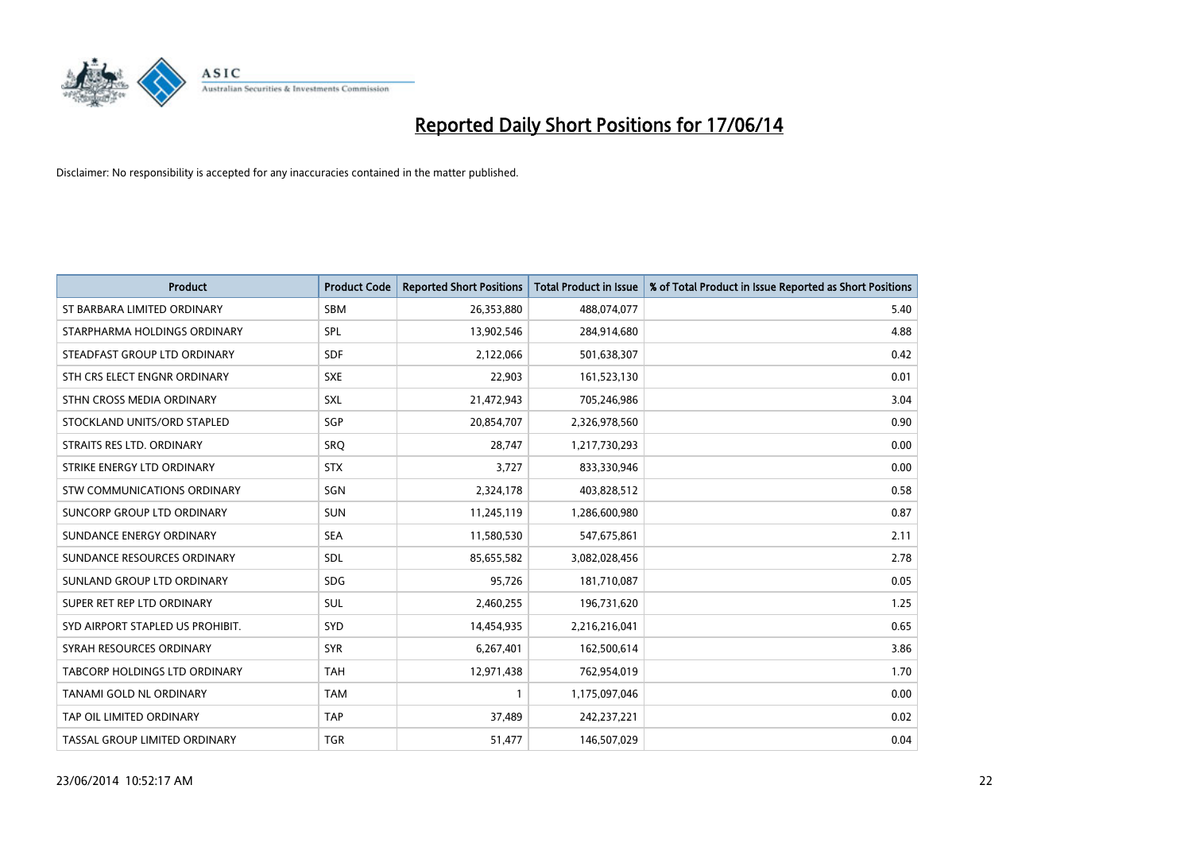# Reported Daily Short Positions for 17/06/14

Disclaimer: No responsibility is accepted for any inaccuracies contained in the matter published.

| Product | Product Code | Reported Short Positions | Total Product in Issue | % of Total Product in Issue Reported as Short Positions |
|---|---|---|---|---|
| ST BARBARA LIMITED ORDINARY | SBM | 26,353,880 | 488,074,077 | 5.40 |
| STARPHARMA HOLDINGS ORDINARY | SPL | 13,902,546 | 284,914,680 | 4.88 |
| STEADFAST GROUP LTD ORDINARY | SDF | 2,122,066 | 501,638,307 | 0.42 |
| STH CRS ELECT ENGNR ORDINARY | SXE | 22,903 | 161,523,130 | 0.01 |
| STHN CROSS MEDIA ORDINARY | SXL | 21,472,943 | 705,246,986 | 3.04 |
| STOCKLAND UNITS/ORD STAPLED | SGP | 20,854,707 | 2,326,978,560 | 0.90 |
| STRAITS RES LTD. ORDINARY | SRQ | 28,747 | 1,217,730,293 | 0.00 |
| STRIKE ENERGY LTD ORDINARY | STX | 3,727 | 833,330,946 | 0.00 |
| STW COMMUNICATIONS ORDINARY | SGN | 2,324,178 | 403,828,512 | 0.58 |
| SUNCORP GROUP LTD ORDINARY | SUN | 11,245,119 | 1,286,600,980 | 0.87 |
| SUNDANCE ENERGY ORDINARY | SEA | 11,580,530 | 547,675,861 | 2.11 |
| SUNDANCE RESOURCES ORDINARY | SDL | 85,655,582 | 3,082,028,456 | 2.78 |
| SUNLAND GROUP LTD ORDINARY | SDG | 95,726 | 181,710,087 | 0.05 |
| SUPER RET REP LTD ORDINARY | SUL | 2,460,255 | 196,731,620 | 1.25 |
| SYD AIRPORT STAPLED US PROHIBIT. | SYD | 14,454,935 | 2,216,216,041 | 0.65 |
| SYRAH RESOURCES ORDINARY | SYR | 6,267,401 | 162,500,614 | 3.86 |
| TABCORP HOLDINGS LTD ORDINARY | TAH | 12,971,438 | 762,954,019 | 1.70 |
| TANAMI GOLD NL ORDINARY | TAM | 1 | 1,175,097,046 | 0.00 |
| TAP OIL LIMITED ORDINARY | TAP | 37,489 | 242,237,221 | 0.02 |
| TASSAL GROUP LIMITED ORDINARY | TGR | 51,477 | 146,507,029 | 0.04 |

23/06/2014 10:52:17 AM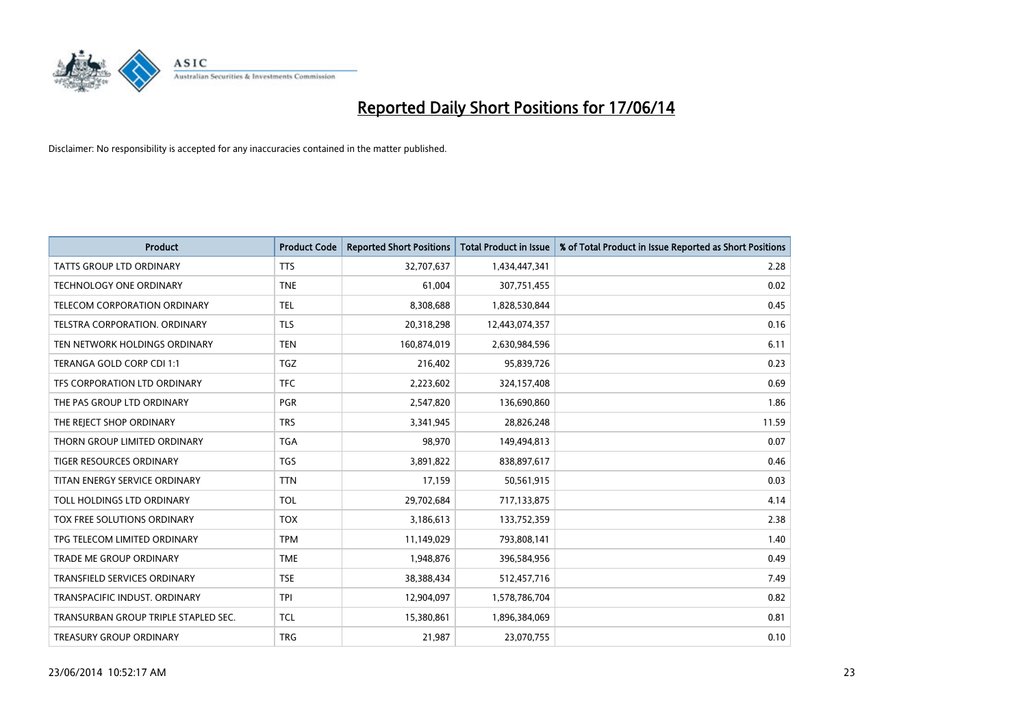# Reported Daily Short Positions for 17/06/14

Disclaimer: No responsibility is accepted for any inaccuracies contained in the matter published.

| Product | Product Code | Reported Short Positions | Total Product in Issue | % of Total Product in Issue Reported as Short Positions |
|---|---|---|---|---|
| TATTS GROUP LTD ORDINARY | TTS | 32,707,637 | 1,434,447,341 | 2.28 |
| TECHNOLOGY ONE ORDINARY | TNE | 61,004 | 307,751,455 | 0.02 |
| TELECOM CORPORATION ORDINARY | TEL | 8,308,688 | 1,828,530,844 | 0.45 |
| TELSTRA CORPORATION. ORDINARY | TLS | 20,318,298 | 12,443,074,357 | 0.16 |
| TEN NETWORK HOLDINGS ORDINARY | TEN | 160,874,019 | 2,630,984,596 | 6.11 |
| TERANGA GOLD CORP CDI 1:1 | TGZ | 216,402 | 95,839,726 | 0.23 |
| TFS CORPORATION LTD ORDINARY | TFC | 2,223,602 | 324,157,408 | 0.69 |
| THE PAS GROUP LTD ORDINARY | PGR | 2,547,820 | 136,690,860 | 1.86 |
| THE REJECT SHOP ORDINARY | TRS | 3,341,945 | 28,826,248 | 11.59 |
| THORN GROUP LIMITED ORDINARY | TGA | 98,970 | 149,494,813 | 0.07 |
| TIGER RESOURCES ORDINARY | TGS | 3,891,822 | 838,897,617 | 0.46 |
| TITAN ENERGY SERVICE ORDINARY | TTN | 17,159 | 50,561,915 | 0.03 |
| TOLL HOLDINGS LTD ORDINARY | TOL | 29,702,684 | 717,133,875 | 4.14 |
| TOX FREE SOLUTIONS ORDINARY | TOX | 3,186,613 | 133,752,359 | 2.38 |
| TPG TELECOM LIMITED ORDINARY | TPM | 11,149,029 | 793,808,141 | 1.40 |
| TRADE ME GROUP ORDINARY | TME | 1,948,876 | 396,584,956 | 0.49 |
| TRANSFIELD SERVICES ORDINARY | TSE | 38,388,434 | 512,457,716 | 7.49 |
| TRANSPACIFIC INDUST. ORDINARY | TPI | 12,904,097 | 1,578,786,704 | 0.82 |
| TRANSURBAN GROUP TRIPLE STAPLED SEC. | TCL | 15,380,861 | 1,896,384,069 | 0.81 |
| TREASURY GROUP ORDINARY | TRG | 21,987 | 23,070,755 | 0.10 |

23/06/2014 10:52:17 AM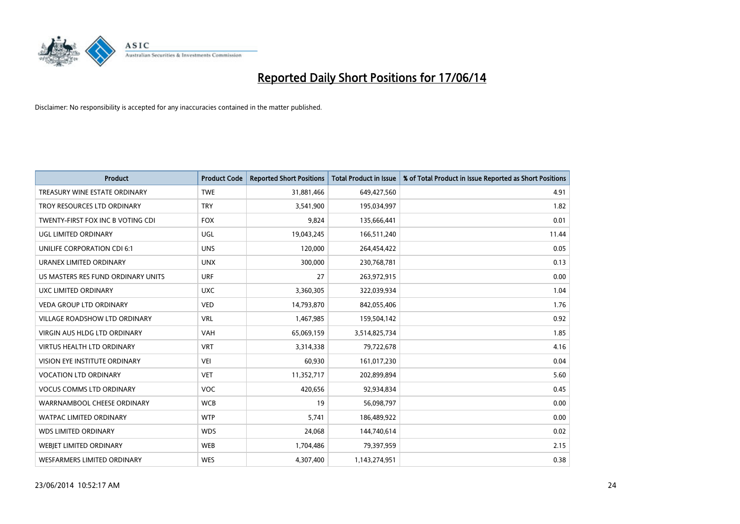# Reported Daily Short Positions for 17/06/14

Disclaimer: No responsibility is accepted for any inaccuracies contained in the matter published.

| Product | Product Code | Reported Short Positions | Total Product in Issue | % of Total Product in Issue Reported as Short Positions |
|---|---|---|---|---|
| TREASURY WINE ESTATE ORDINARY | TWE | 31,881,466 | 649,427,560 | 4.91 |
| TROY RESOURCES LTD ORDINARY | TRY | 3,541,900 | 195,034,997 | 1.82 |
| TWENTY-FIRST FOX INC B VOTING CDI | FOX | 9,824 | 135,666,441 | 0.01 |
| UGL LIMITED ORDINARY | UGL | 19,043,245 | 166,511,240 | 11.44 |
| UNILIFE CORPORATION CDI 6:1 | UNS | 120,000 | 264,454,422 | 0.05 |
| URANEX LIMITED ORDINARY | UNX | 300,000 | 230,768,781 | 0.13 |
| US MASTERS RES FUND ORDINARY UNITS | URF | 27 | 263,972,915 | 0.00 |
| UXC LIMITED ORDINARY | UXC | 3,360,305 | 322,039,934 | 1.04 |
| VEDA GROUP LTD ORDINARY | VED | 14,793,870 | 842,055,406 | 1.76 |
| VILLAGE ROADSHOW LTD ORDINARY | VRL | 1,467,985 | 159,504,142 | 0.92 |
| VIRGIN AUS HLDG LTD ORDINARY | VAH | 65,069,159 | 3,514,825,734 | 1.85 |
| VIRTUS HEALTH LTD ORDINARY | VRT | 3,314,338 | 79,722,678 | 4.16 |
| VISION EYE INSTITUTE ORDINARY | VEI | 60,930 | 161,017,230 | 0.04 |
| VOCATION LTD ORDINARY | VET | 11,352,717 | 202,899,894 | 5.60 |
| VOCUS COMMS LTD ORDINARY | VOC | 420,656 | 92,934,834 | 0.45 |
| WARRNAMBOOL CHEESE ORDINARY | WCB | 19 | 56,098,797 | 0.00 |
| WATPAC LIMITED ORDINARY | WTP | 5,741 | 186,489,922 | 0.00 |
| WDS LIMITED ORDINARY | WDS | 24,068 | 144,740,614 | 0.02 |
| WEBJET LIMITED ORDINARY | WEB | 1,704,486 | 79,397,959 | 2.15 |
| WESFARMERS LIMITED ORDINARY | WES | 4,307,400 | 1,143,274,951 | 0.38 |

23/06/2014 10:52:17 AM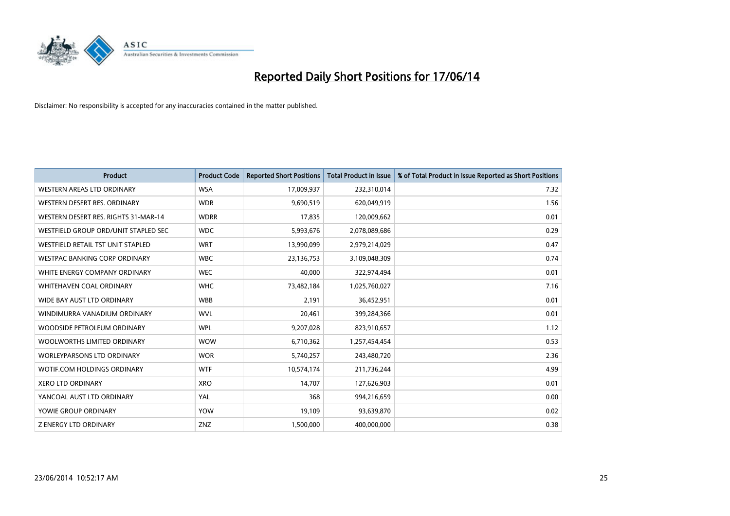# Reported Daily Short Positions for 17/06/14

Disclaimer: No responsibility is accepted for any inaccuracies contained in the matter published.

| Product | Product Code | Reported Short Positions | Total Product in Issue | % of Total Product in Issue Reported as Short Positions |
|---|---|---|---|---|
| WESTERN AREAS LTD ORDINARY | WSA | 17,009,937 | 232,310,014 | 7.32 |
| WESTERN DESERT RES. ORDINARY | WDR | 9,690,519 | 620,049,919 | 1.56 |
| WESTERN DESERT RES. RIGHTS 31-MAR-14 | WDRR | 17,835 | 120,009,662 | 0.01 |
| WESTFIELD GROUP ORD/UNIT STAPLED SEC | WDC | 5,993,676 | 2,078,089,686 | 0.29 |
| WESTFIELD RETAIL TST UNIT STAPLED | WRT | 13,990,099 | 2,979,214,029 | 0.47 |
| WESTPAC BANKING CORP ORDINARY | WBC | 23,136,753 | 3,109,048,309 | 0.74 |
| WHITE ENERGY COMPANY ORDINARY | WEC | 40,000 | 322,974,494 | 0.01 |
| WHITEHAVEN COAL ORDINARY | WHC | 73,482,184 | 1,025,760,027 | 7.16 |
| WIDE BAY AUST LTD ORDINARY | WBB | 2,191 | 36,452,951 | 0.01 |
| WINDIMURRA VANADIUM ORDINARY | WVL | 20,461 | 399,284,366 | 0.01 |
| WOODSIDE PETROLEUM ORDINARY | WPL | 9,207,028 | 823,910,657 | 1.12 |
| WOOLWORTHS LIMITED ORDINARY | WOW | 6,710,362 | 1,257,454,454 | 0.53 |
| WORLEYPARSONS LTD ORDINARY | WOR | 5,740,257 | 243,480,720 | 2.36 |
| WOTIF.COM HOLDINGS ORDINARY | WTF | 10,574,174 | 211,736,244 | 4.99 |
| XERO LTD ORDINARY | XRO | 14,707 | 127,626,903 | 0.01 |
| YANCOAL AUST LTD ORDINARY | YAL | 368 | 994,216,659 | 0.00 |
| YOWIE GROUP ORDINARY | YOW | 19,109 | 93,639,870 | 0.02 |
| Z ENERGY LTD ORDINARY | ZNZ | 1,500,000 | 400,000,000 | 0.38 |

23/06/2014 10:52:17 AM